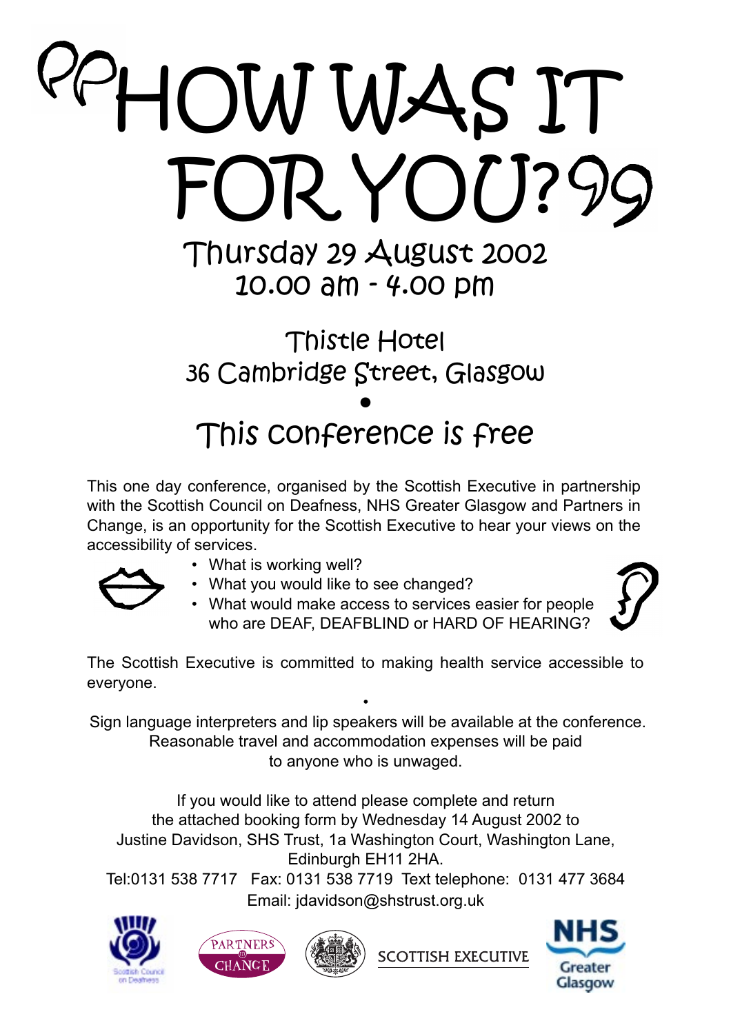# "HOW WAS IT FOR YOU?"

## Thursday 29 August 2002
## 10.00 am - 4.00 pm

## Thistle Hotel
## 36 Cambridge Street, Glasgow

•

## This conference is free

This one day conference, organised by the Scottish Executive in partnership with the Scottish Council on Deafness, NHS Greater Glasgow and Partners in Change, is an opportunity for the Scottish Executive to hear your views on the accessibility of services.

- What is working well?
- What you would like to see changed?
- What would make access to services easier for people who are DEAF, DEAFBLIND or HARD OF HEARING?

The Scottish Executive is committed to making health service accessible to everyone.

•

Sign language interpreters and lip speakers will be available at the conference. Reasonable travel and accommodation expenses will be paid to anyone who is unwaged.

If you would like to attend please complete and return the attached booking form by Wednesday 14 August 2002 to Justine Davidson, SHS Trust, 1a Washington Court, Washington Lane, Edinburgh EH11 2HA.

Tel:0131 538 7717 Fax: 0131 538 7719 Text telephone: 0131 477 3684

Email: jdavidson@shstrust.org.uk

Scottish Council on Deafness | PARTNERS in CHANGE | SCOTTISH EXECUTIVE | NHS Greater Glasgow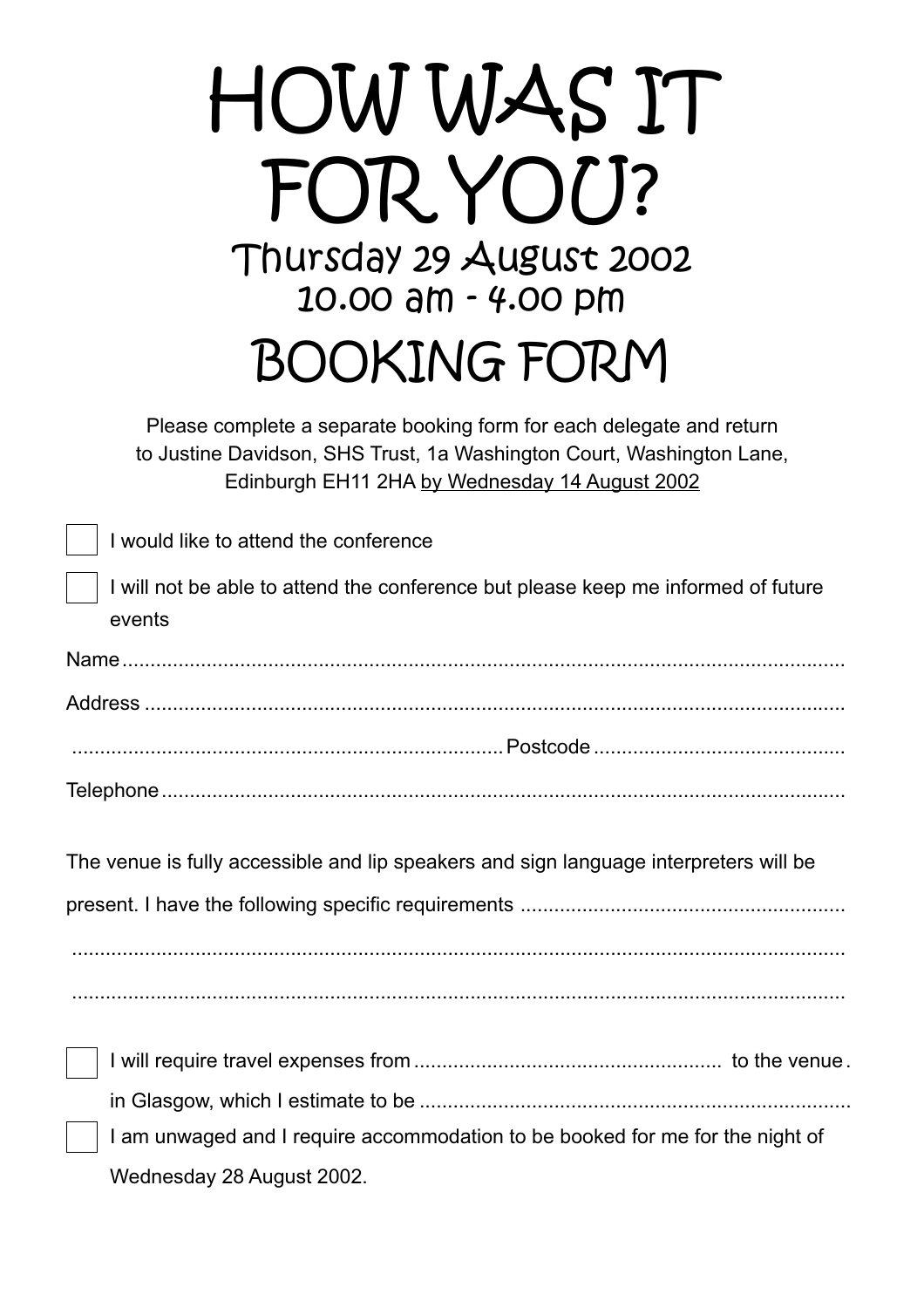# HOW WAS IT FOR YOU?

## Thursday 29 August 2002
## 10.00 am - 4.00 pm

# BOOKING FORM

Please complete a separate booking form for each delegate and return to Justine Davidson, SHS Trust, 1a Washington Court, Washington Lane, Edinburgh EH11 2HA by Wednesday 14 August 2002

☐ I would like to attend the conference

☐ I will not be able to attend the conference but please keep me informed of future events

Name ....................................................................................................................

Address ................................................................................................................

................................................................................ Postcode ............................................

Telephone ..............................................................................................................

The venue is fully accessible and lip speakers and sign language interpreters will be present. I have the following specific requirements ..........................................................

..............................................................................................................................

..............................................................................................................................

☐ I will require travel expenses from ....................................................... to the venue in Glasgow, which I estimate to be ..............................................................................

☐ I am unwaged and I require accommodation to be booked for me for the night of Wednesday 28 August 2002.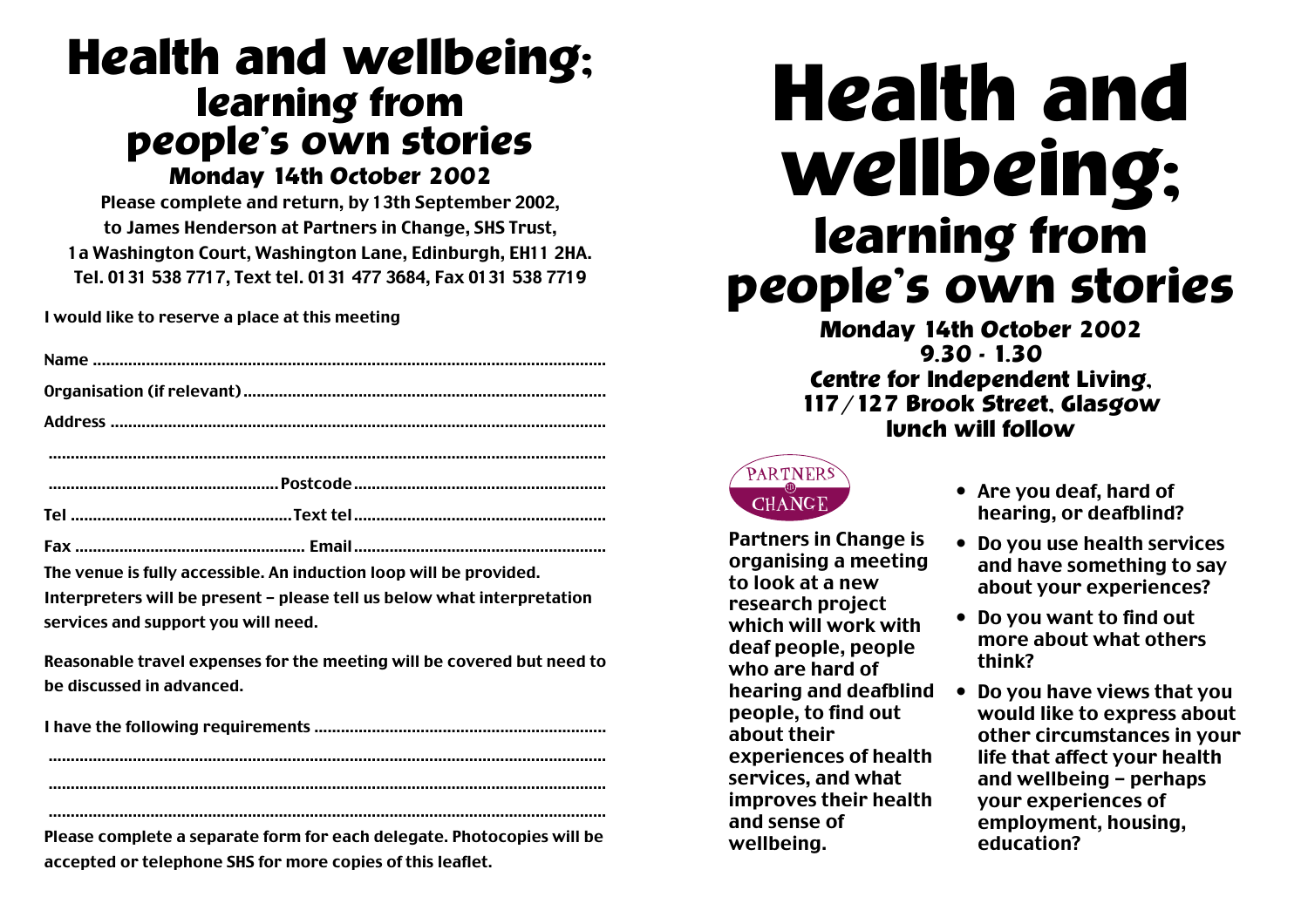# Health and wellbeing; learning from people's own stories

## Monday 14th October 2002

**Please complete and return, by 13th September 2002, to James Henderson at Partners in Change, SHS Trust, 1a Washington Court, Washington Lane, Edinburgh, EH11 2HA. Tel. 0131 538 7717, Text tel. 0131 477 3684, Fax 0131 538 7719**

I would like to reserve a place at this meeting

Name ..................................................................................................................

Organisation (if relevant) ..................................................................................

Address ..............................................................................................................

..............................................................................................................................

.................................................... Postcode ...................................................

Tel .................................................. Text tel ...................................................

Fax .................................................... Email ....................................................

The venue is fully accessible. An induction loop will be provided. Interpreters will be present – please tell us below what interpretation services and support you will need.

Reasonable travel expenses for the meeting will be covered but need to be discussed in advanced.

I have the following requirements ..................................................................

..............................................................................................................................

..............................................................................................................................

..............................................................................................................................

Please complete a separate form for each delegate. Photocopies will be accepted or telephone SHS for more copies of this leaflet.

# Health and wellbeing; learning from people's own stories

### Monday 14th October 2002
### 9.30 - 1.30
### Centre for Independent Living, 117/127 Brook Street, Glasgow
### lunch will follow

PARTNERS IN CHANGE

**Partners in Change is organising a meeting to look at a new research project which will work with deaf people, people who are hard of hearing and deafblind people, to find out about their experiences of health services, and what improves their health and sense of wellbeing.**

- **Are you deaf, hard of hearing, or deafblind?**
- **Do you use health services and have something to say about your experiences?**
- **Do you want to find out more about what others think?**
- **Do you have views that you would like to express about other circumstances in your life that affect your health and wellbeing – perhaps your experiences of employment, housing, education?**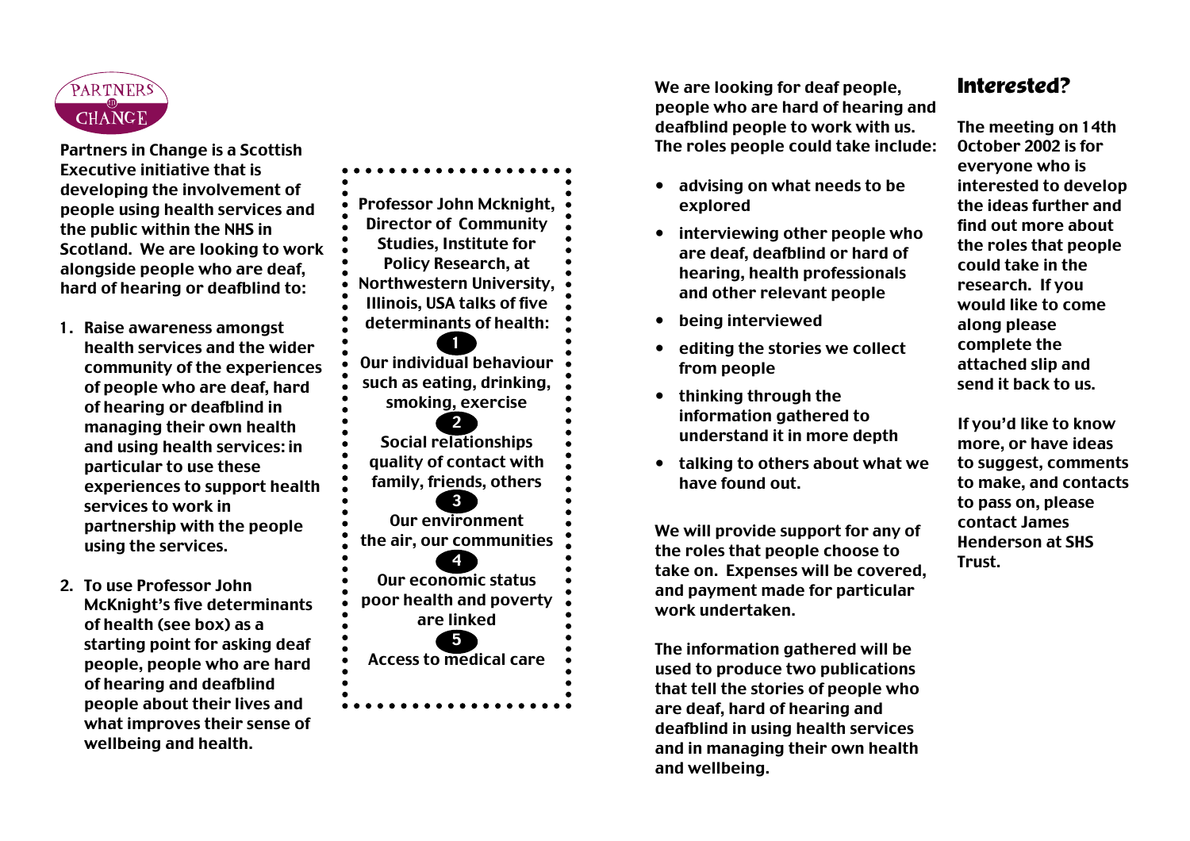PARTNERS in CHANGE

Partners in Change is a Scottish Executive initiative that is developing the involvement of people using health services and the public within the NHS in Scotland. We are looking to work alongside people who are deaf, hard of hearing or deafblind to:

1. Raise awareness amongst health services and the wider community of the experiences of people who are deaf, hard of hearing or deafblind in managing their own health and using health services: in particular to use these experiences to support health services to work in partnership with the people using the services.

2. To use Professor John McKnight's five determinants of health (see box) as a starting point for asking deaf people, people who are hard of hearing and deafblind people about their lives and what improves their sense of wellbeing and health.

> Professor John Mcknight, Director of Community Studies, Institute for Policy Research, at Northwestern University, Illinois, USA talks of five determinants of health:
>
> **1** Our individual behaviour such as eating, drinking, smoking, exercise
>
> **2** Social relationships quality of contact with family, friends, others
>
> **3** Our environment the air, our communities
>
> **4** Our economic status poor health and poverty are linked
>
> **5** Access to medical care

We are looking for deaf people, people who are hard of hearing and deafblind people to work with us. The roles people could take include:

- advising on what needs to be explored
- interviewing other people who are deaf, deafblind or hard of hearing, health professionals and other relevant people
- being interviewed
- editing the stories we collect from people
- thinking through the information gathered to understand it in more depth
- talking to others about what we have found out.

We will provide support for any of the roles that people choose to take on. Expenses will be covered, and payment made for particular work undertaken.

The information gathered will be used to produce two publications that tell the stories of people who are deaf, hard of hearing and deafblind in using health services and in managing their own health and wellbeing.

## Interested?

The meeting on 14th October 2002 is for everyone who is interested to develop the ideas further and find out more about the roles that people could take in the research. If you would like to come along please complete the attached slip and send it back to us.

If you'd like to know more, or have ideas to suggest, comments to make, and contacts to pass on, please contact James Henderson at SHS Trust.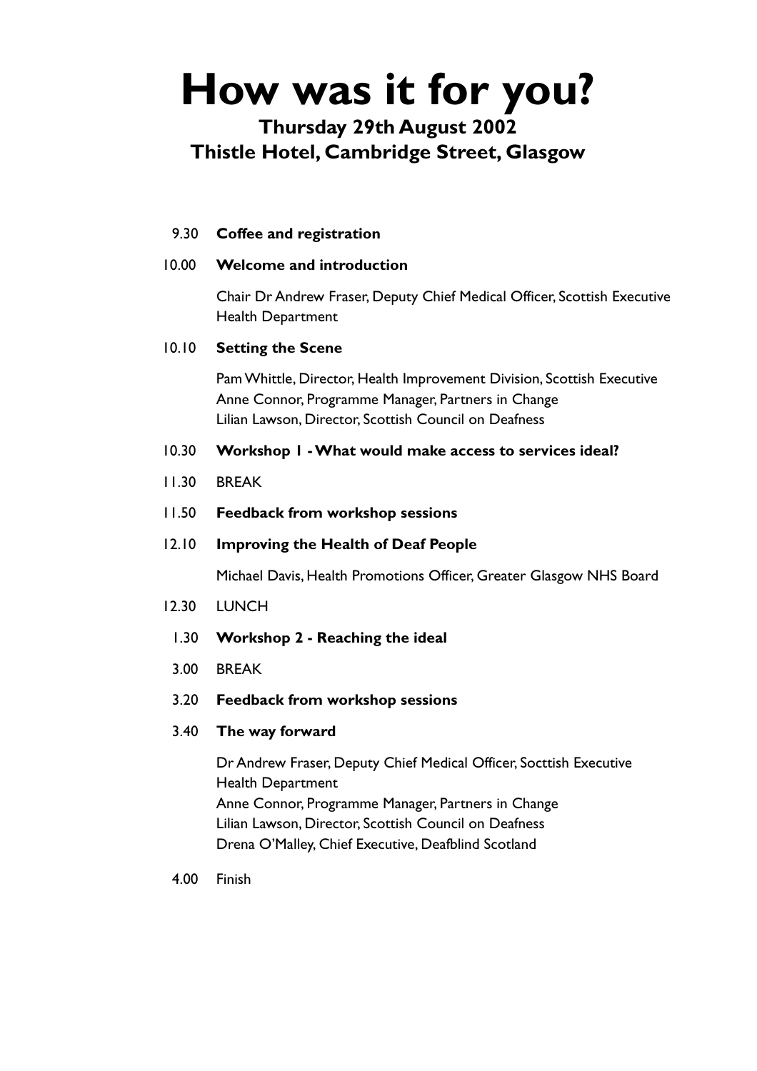# How was it for you?

**Thursday 29th August 2002**
**Thistle Hotel, Cambridge Street, Glasgow**

9.30 **Coffee and registration**

10.00 **Welcome and introduction**

Chair Dr Andrew Fraser, Deputy Chief Medical Officer, Scottish Executive Health Department

10.10 **Setting the Scene**

Pam Whittle, Director, Health Improvement Division, Scottish Executive
Anne Connor, Programme Manager, Partners in Change
Lilian Lawson, Director, Scottish Council on Deafness

10.30 **Workshop 1 - What would make access to services ideal?**

11.30 BREAK

11.50 **Feedback from workshop sessions**

12.10 **Improving the Health of Deaf People**

Michael Davis, Health Promotions Officer, Greater Glasgow NHS Board

12.30 LUNCH

1.30 **Workshop 2 - Reaching the ideal**

3.00 BREAK

3.20 **Feedback from workshop sessions**

3.40 **The way forward**

Dr Andrew Fraser, Deputy Chief Medical Officer, Socttish Executive Health Department
Anne Connor, Programme Manager, Partners in Change
Lilian Lawson, Director, Scottish Council on Deafness
Drena O'Malley, Chief Executive, Deafblind Scotland

4.00 Finish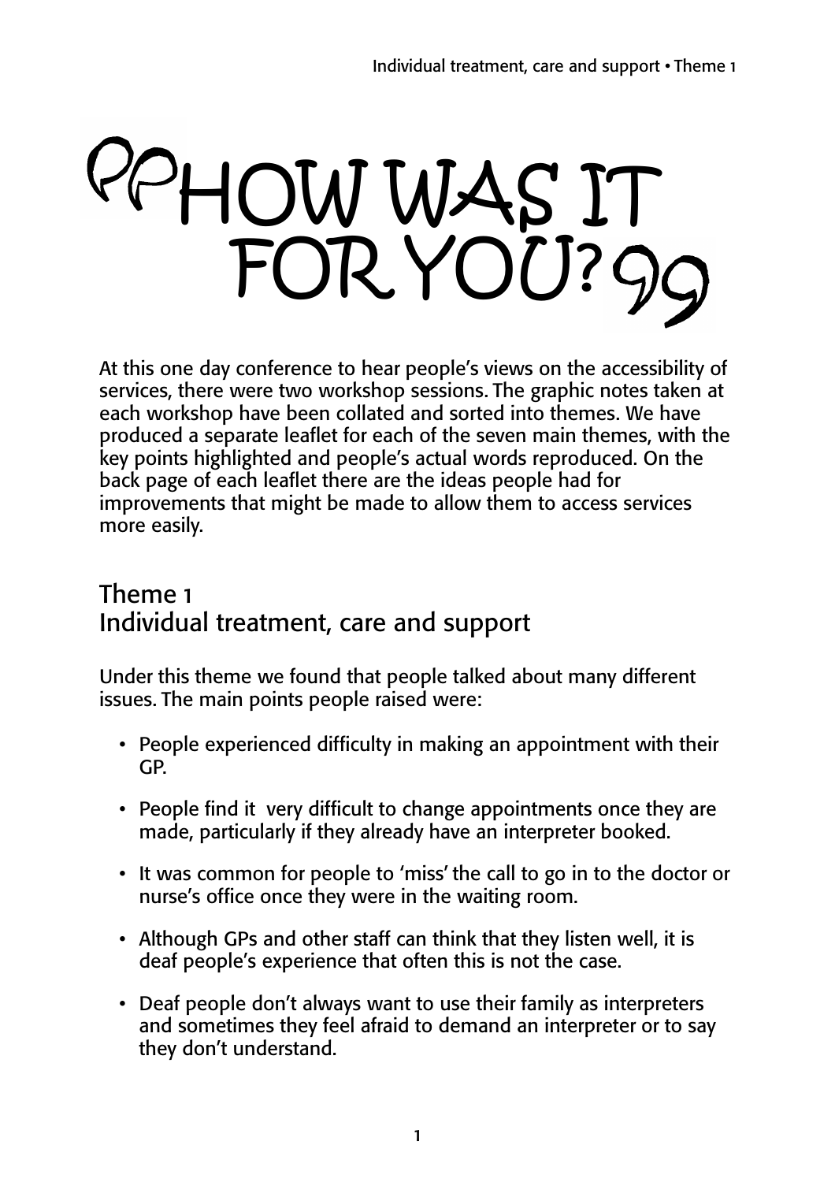# “HOW WAS IT FOR YOU?”

At this one day conference to hear people’s views on the accessibility of services, there were two workshop sessions. The graphic notes taken at each workshop have been collated and sorted into themes. We have produced a separate leaflet for each of the seven main themes, with the key points highlighted and people’s actual words reproduced. On the back page of each leaflet there are the ideas people had for improvements that might be made to allow them to access services more easily.

## Theme 1
## Individual treatment, care and support

Under this theme we found that people talked about many different issues. The main points people raised were:

- People experienced difficulty in making an appointment with their GP.
- People find it very difficult to change appointments once they are made, particularly if they already have an interpreter booked.
- It was common for people to ‘miss’ the call to go in to the doctor or nurse’s office once they were in the waiting room.
- Although GPs and other staff can think that they listen well, it is deaf people’s experience that often this is not the case.
- Deaf people don’t always want to use their family as interpreters and sometimes they feel afraid to demand an interpreter or to say they don’t understand.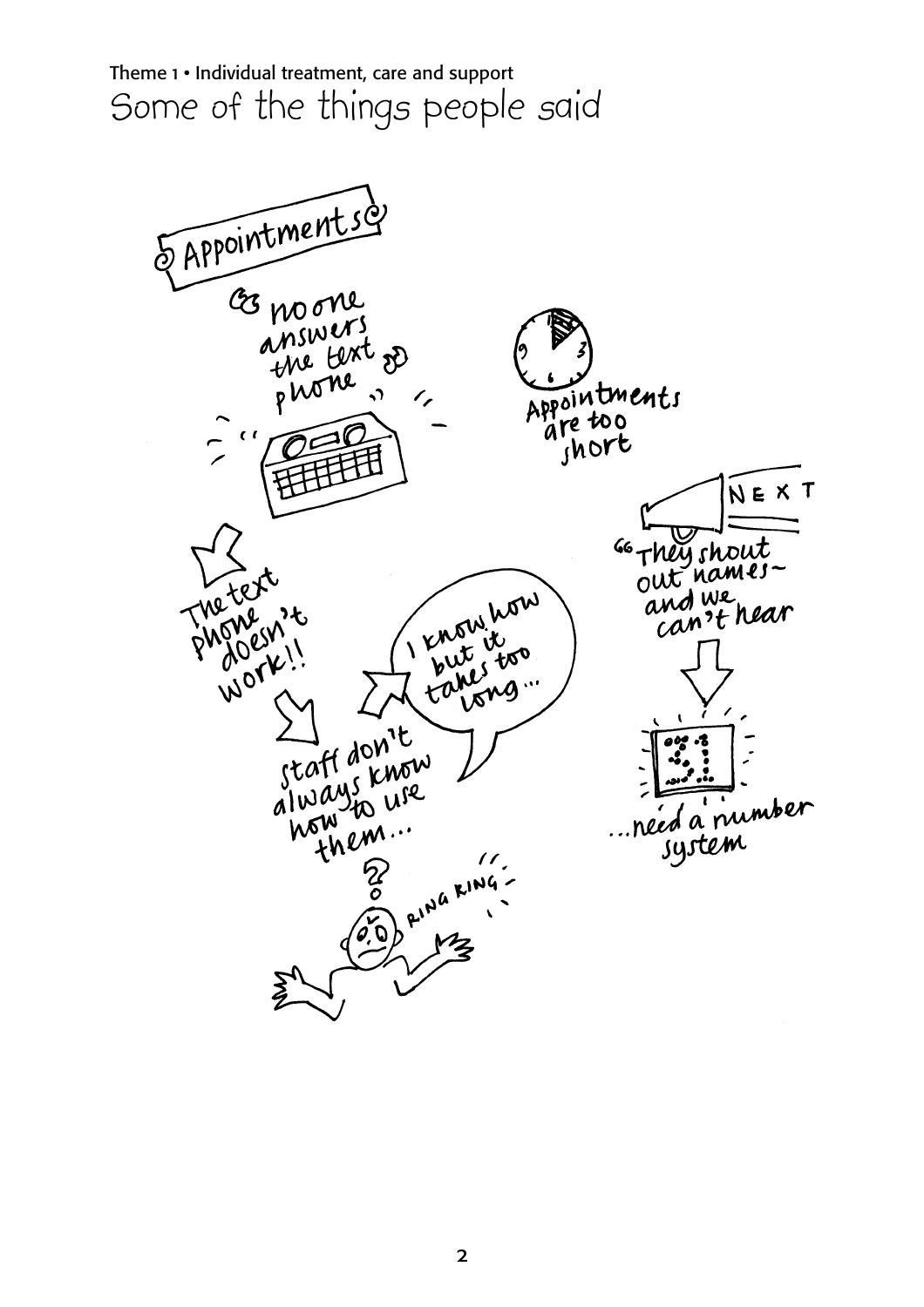Theme 1 • Individual treatment, care and support

# Some of the things people said

## Appointments

"no one answers the text phone"

Appointments are too short

The text phone doesn't work!!

staff don't always know how to use them...

I know how but it takes too long...

RING RING

NEXT

"They shout out names – and we can't hear"

...need a number system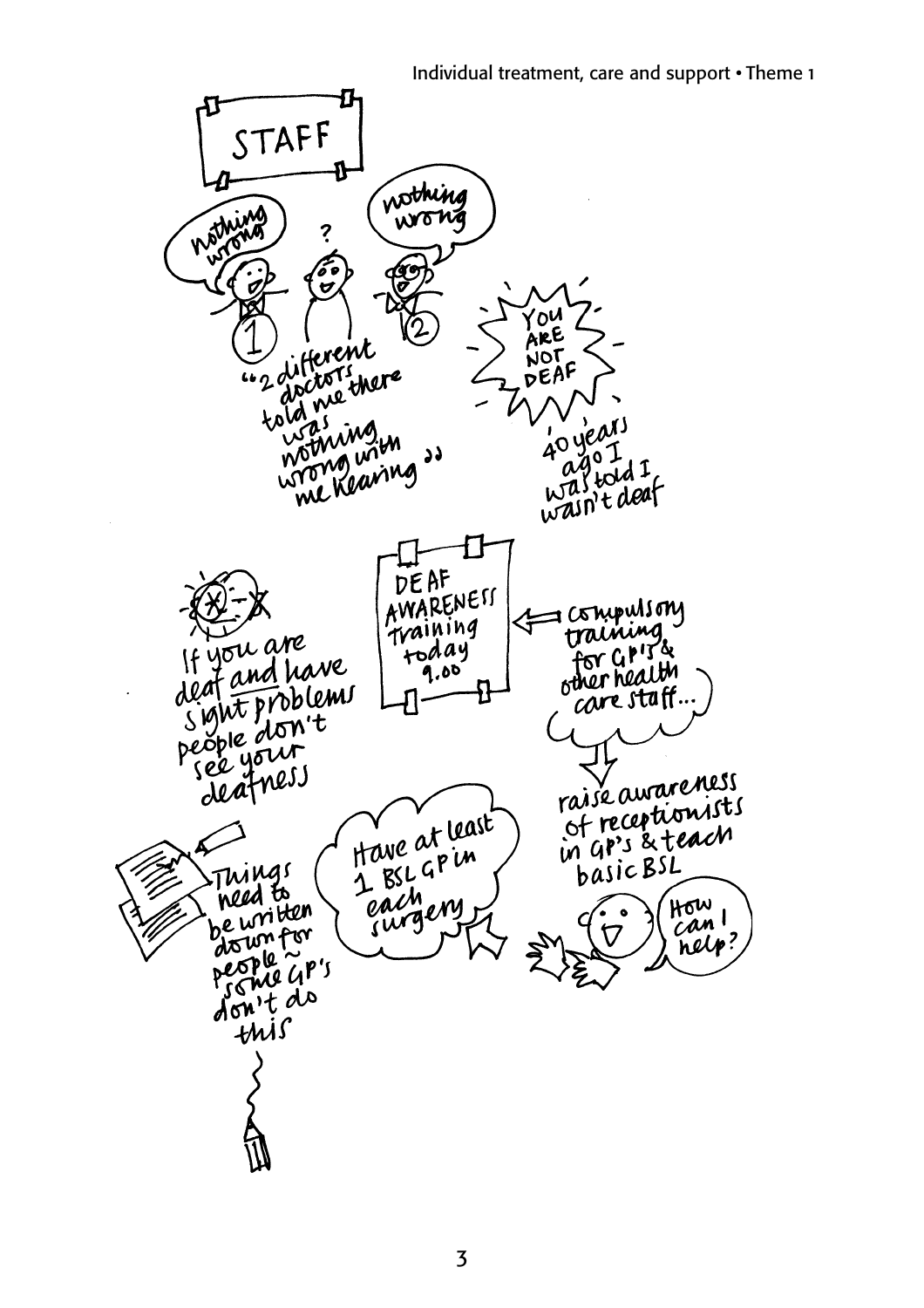STAFF

nothing wrong

?

nothing wrong

"2 different doctors told me there was nothing wrong with me hearing"

YOU ARE NOT DEAF

40 years ago I was told I wasn't deaf

DEAF AWARENESS Training today 9.00

compulsory training for GP's & other health care staff...

If you are deaf and have sight problems people don't see your deafness

raise awareness of receptionists in GP's & teach basic BSL

Have at least 1 BSL GP in each surgery

Things need to be written down for people ~ some GP's don't do this

How can I help?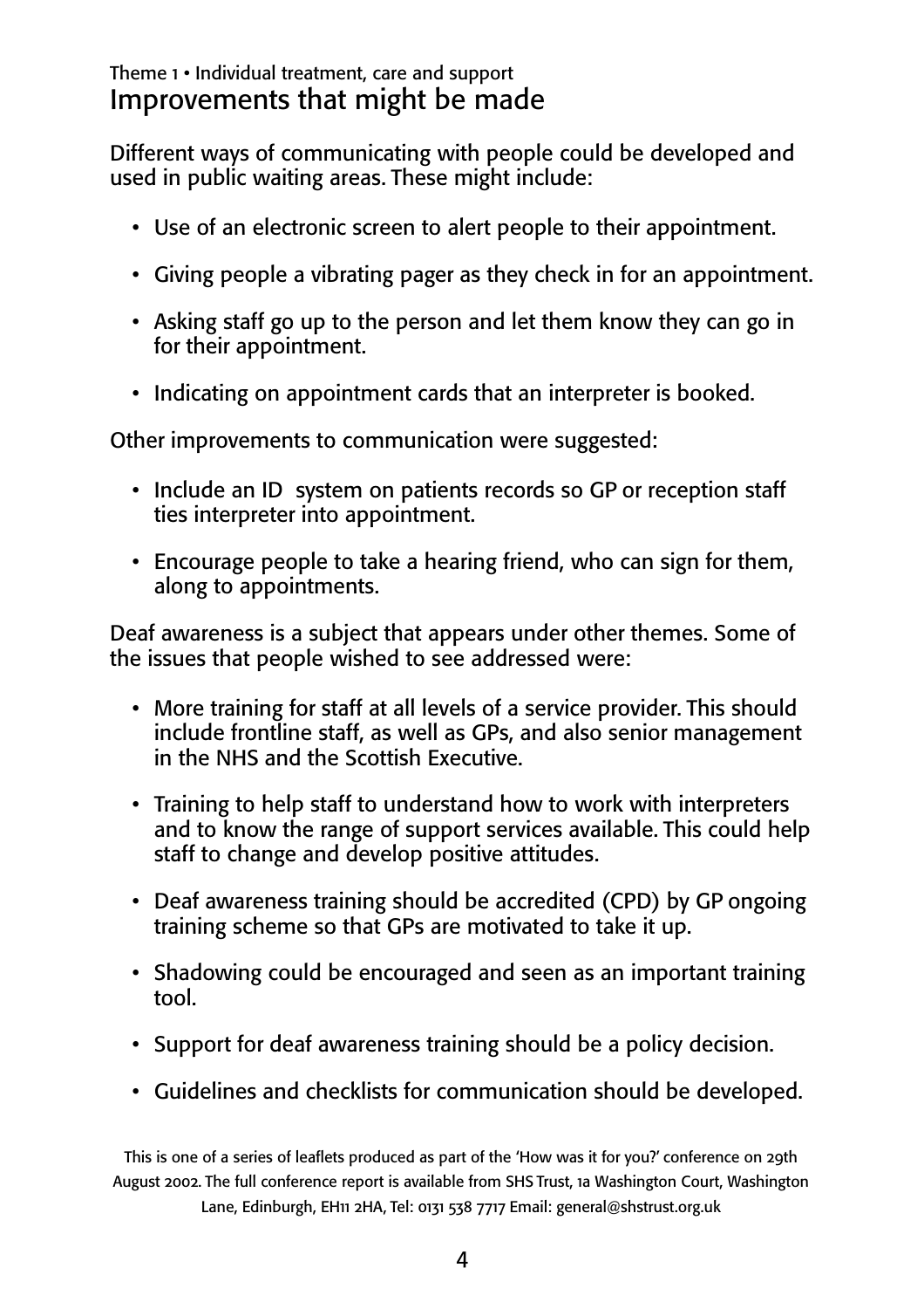Theme 1 • Individual treatment, care and support

## Improvements that might be made

Different ways of communicating with people could be developed and used in public waiting areas. These might include:

- Use of an electronic screen to alert people to their appointment.
- Giving people a vibrating pager as they check in for an appointment.
- Asking staff go up to the person and let them know they can go in for their appointment.
- Indicating on appointment cards that an interpreter is booked.

Other improvements to communication were suggested:

- Include an ID system on patients records so GP or reception staff ties interpreter into appointment.
- Encourage people to take a hearing friend, who can sign for them, along to appointments.

Deaf awareness is a subject that appears under other themes. Some of the issues that people wished to see addressed were:

- More training for staff at all levels of a service provider. This should include frontline staff, as well as GPs, and also senior management in the NHS and the Scottish Executive.
- Training to help staff to understand how to work with interpreters and to know the range of support services available. This could help staff to change and develop positive attitudes.
- Deaf awareness training should be accredited (CPD) by GP ongoing training scheme so that GPs are motivated to take it up.
- Shadowing could be encouraged and seen as an important training tool.
- Support for deaf awareness training should be a policy decision.
- Guidelines and checklists for communication should be developed.

This is one of a series of leaflets produced as part of the 'How was it for you?' conference on 29th August 2002. The full conference report is available from SHS Trust, 1a Washington Court, Washington Lane, Edinburgh, EH11 2HA, Tel: 0131 538 7717 Email: general@shstrust.org.uk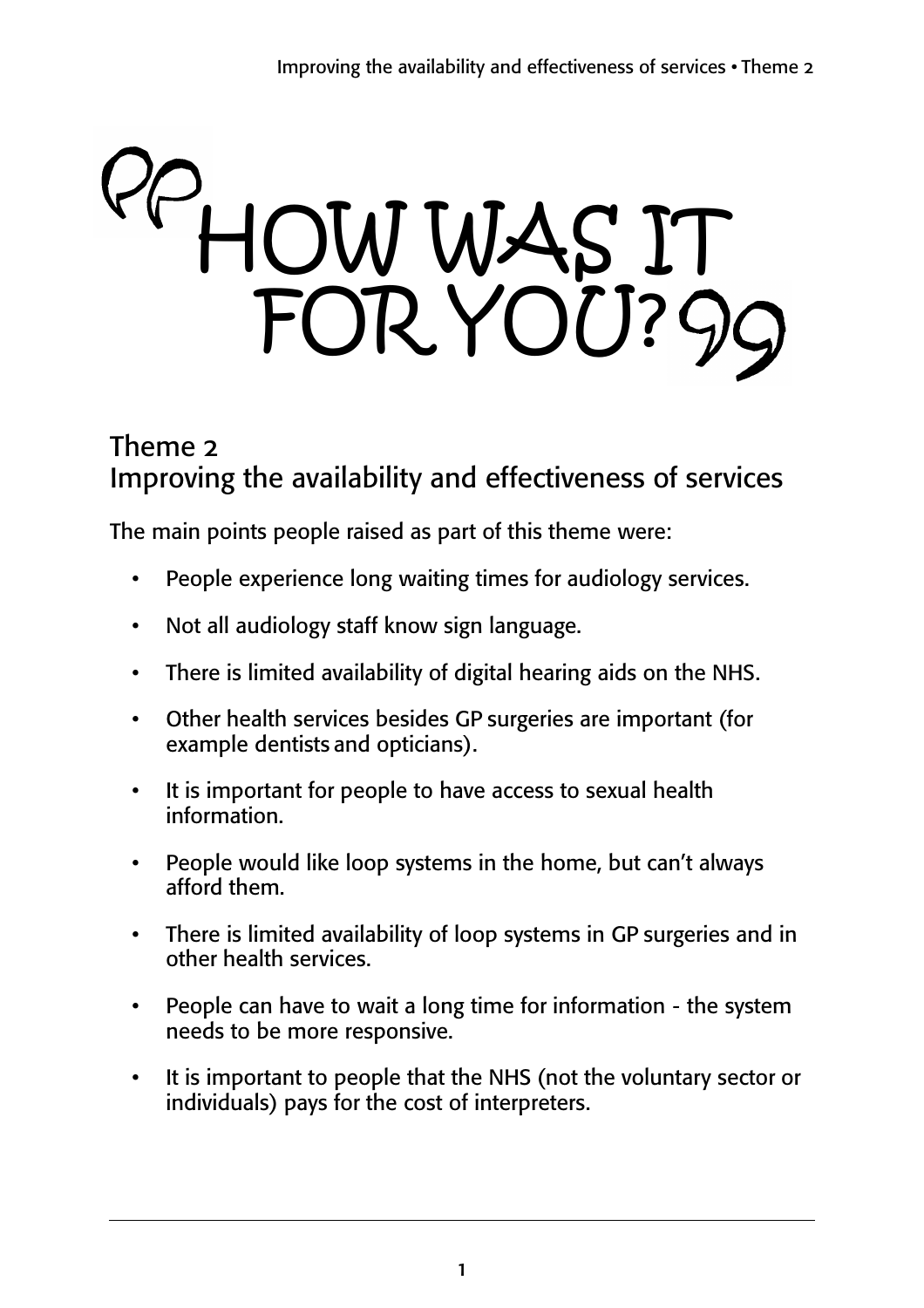# "HOW WAS IT FOR YOU?"

## Theme 2
## Improving the availability and effectiveness of services

The main points people raised as part of this theme were:

- People experience long waiting times for audiology services.
- Not all audiology staff know sign language.
- There is limited availability of digital hearing aids on the NHS.
- Other health services besides GP surgeries are important (for example dentists and opticians).
- It is important for people to have access to sexual health information.
- People would like loop systems in the home, but can't always afford them.
- There is limited availability of loop systems in GP surgeries and in other health services.
- People can have to wait a long time for information - the system needs to be more responsive.
- It is important to people that the NHS (not the voluntary sector or individuals) pays for the cost of interpreters.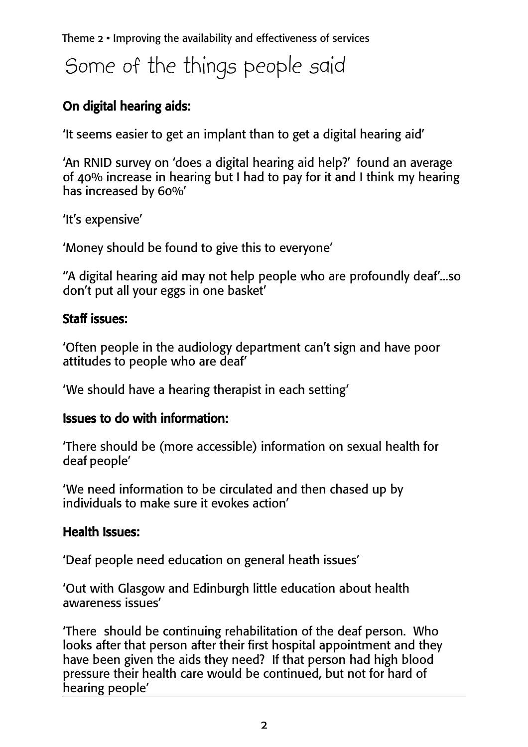Theme 2 • Improving the availability and effectiveness of services

# Some of the things people said

### On digital hearing aids:

'It seems easier to get an implant than to get a digital hearing aid'

'An RNID survey on 'does a digital hearing aid help?' found an average of 40% increase in hearing but I had to pay for it and I think my hearing has increased by 60%'

'It's expensive'

'Money should be found to give this to everyone'

''A digital hearing aid may not help people who are profoundly deaf'...so don't put all your eggs in one basket'

### Staff issues:

'Often people in the audiology department can't sign and have poor attitudes to people who are deaf'

'We should have a hearing therapist in each setting'

### Issues to do with information:

'There should be (more accessible) information on sexual health for deaf people'

'We need information to be circulated and then chased up by individuals to make sure it evokes action'

### Health Issues:

'Deaf people need education on general heath issues'

'Out with Glasgow and Edinburgh little education about health awareness issues'

'There should be continuing rehabilitation of the deaf person. Who looks after that person after their first hospital appointment and they have been given the aids they need? If that person had high blood pressure their health care would be continued, but not for hard of hearing people'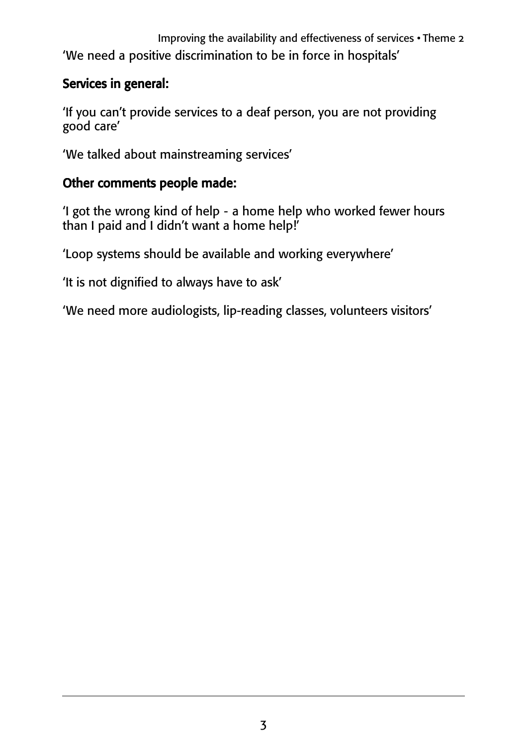'We need a positive discrimination to be in force in hospitals'

### Services in general:

'If you can't provide services to a deaf person, you are not providing good care'

'We talked about mainstreaming services'

### Other comments people made:

'I got the wrong kind of help - a home help who worked fewer hours than I paid and I didn't want a home help!'

'Loop systems should be available and working everywhere'

'It is not dignified to always have to ask'

'We need more audiologists, lip-reading classes, volunteers visitors'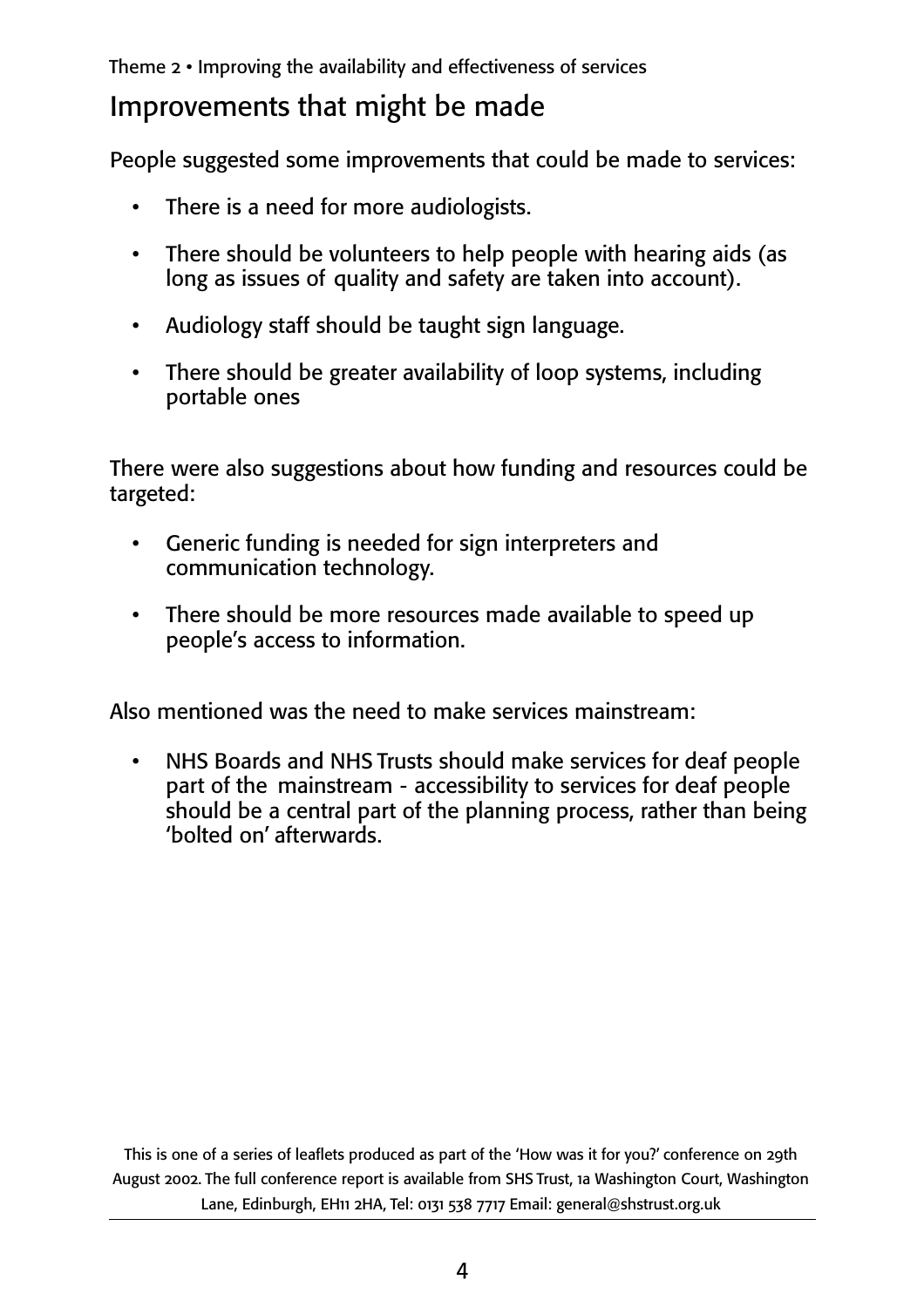## Improvements that might be made

People suggested some improvements that could be made to services:

- There is a need for more audiologists.
- There should be volunteers to help people with hearing aids (as long as issues of quality and safety are taken into account).
- Audiology staff should be taught sign language.
- There should be greater availability of loop systems, including portable ones

There were also suggestions about how funding and resources could be targeted:

- Generic funding is needed for sign interpreters and communication technology.
- There should be more resources made available to speed up people's access to information.

Also mentioned was the need to make services mainstream:

- NHS Boards and NHS Trusts should make services for deaf people part of the mainstream - accessibility to services for deaf people should be a central part of the planning process, rather than being 'bolted on' afterwards.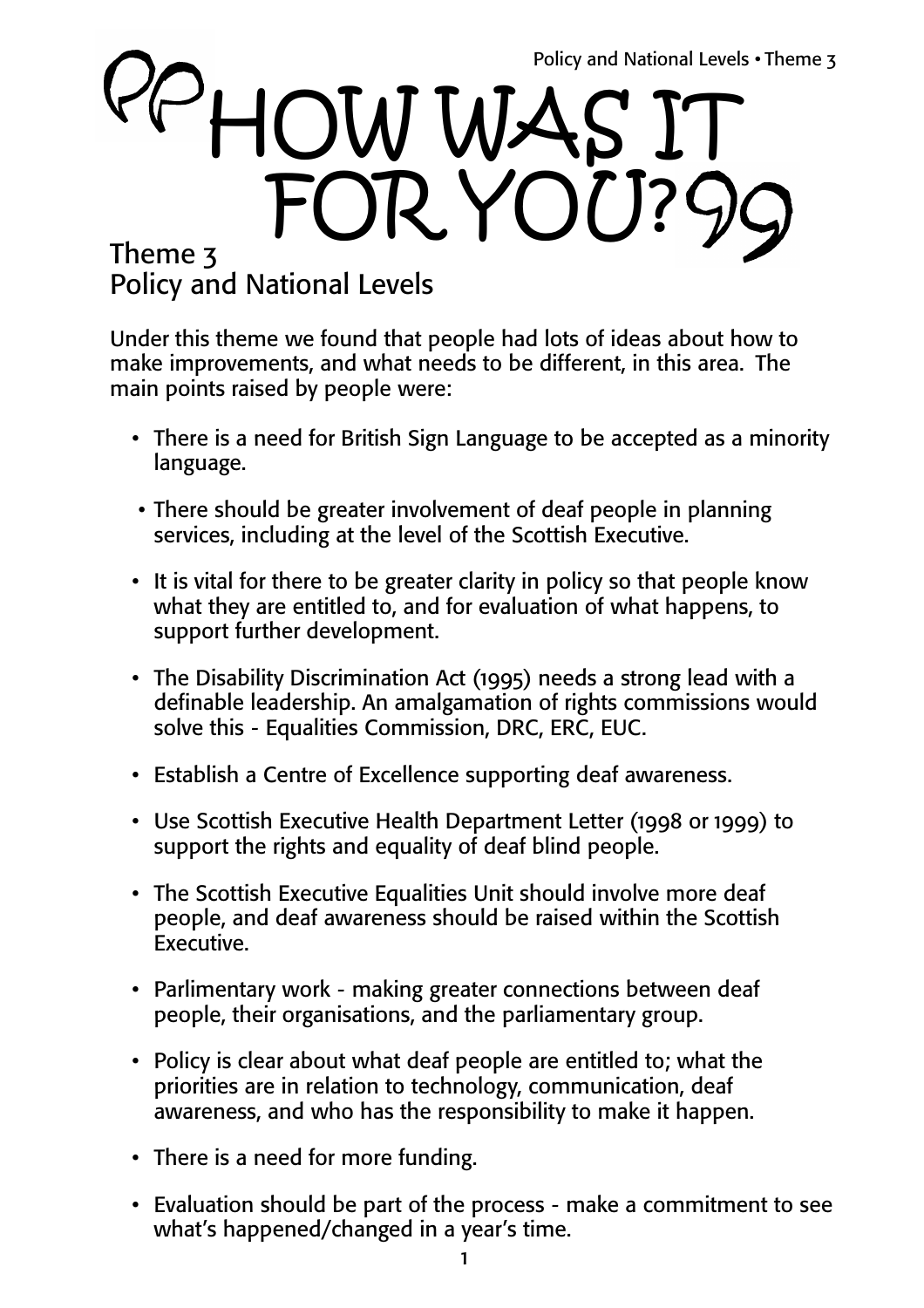# "HOW WAS IT FOR YOU?"

## Theme 3
## Policy and National Levels

Under this theme we found that people had lots of ideas about how to make improvements, and what needs to be different, in this area. The main points raised by people were:

- There is a need for British Sign Language to be accepted as a minority language.
- There should be greater involvement of deaf people in planning services, including at the level of the Scottish Executive.
- It is vital for there to be greater clarity in policy so that people know what they are entitled to, and for evaluation of what happens, to support further development.
- The Disability Discrimination Act (1995) needs a strong lead with a definable leadership. An amalgamation of rights commissions would solve this - Equalities Commission, DRC, ERC, EUC.
- Establish a Centre of Excellence supporting deaf awareness.
- Use Scottish Executive Health Department Letter (1998 or 1999) to support the rights and equality of deaf blind people.
- The Scottish Executive Equalities Unit should involve more deaf people, and deaf awareness should be raised within the Scottish Executive.
- Parlimentary work - making greater connections between deaf people, their organisations, and the parliamentary group.
- Policy is clear about what deaf people are entitled to; what the priorities are in relation to technology, communication, deaf awareness, and who has the responsibility to make it happen.
- There is a need for more funding.
- Evaluation should be part of the process - make a commitment to see what's happened/changed in a year's time.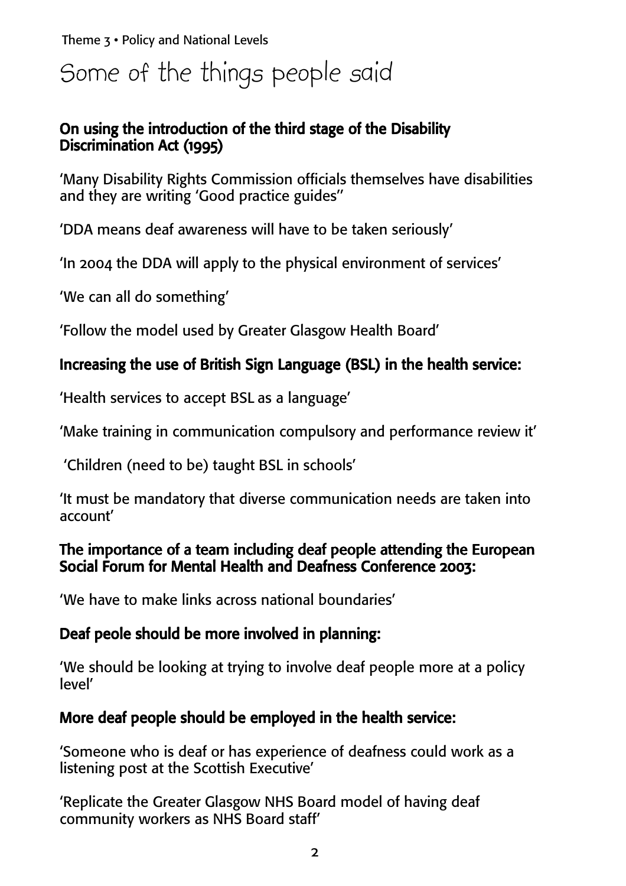# Some of the things people said

**On using the introduction of the third stage of the Disability Discrimination Act (1995)**

'Many Disability Rights Commission officials themselves have disabilities and they are writing 'Good practice guides''

'DDA means deaf awareness will have to be taken seriously'

'In 2004 the DDA will apply to the physical environment of services'

'We can all do something'

'Follow the model used by Greater Glasgow Health Board'

**Increasing the use of British Sign Language (BSL) in the health service:**

'Health services to accept BSL as a language'

'Make training in communication compulsory and performance review it'

'Children (need to be) taught BSL in schools'

'It must be mandatory that diverse communication needs are taken into account'

**The importance of a team including deaf people attending the European Social Forum for Mental Health and Deafness Conference 2003:**

'We have to make links across national boundaries'

**Deaf peole should be more involved in planning:**

'We should be looking at trying to involve deaf people more at a policy level'

**More deaf people should be employed in the health service:**

'Someone who is deaf or has experience of deafness could work as a listening post at the Scottish Executive'

'Replicate the Greater Glasgow NHS Board model of having deaf community workers as NHS Board staff'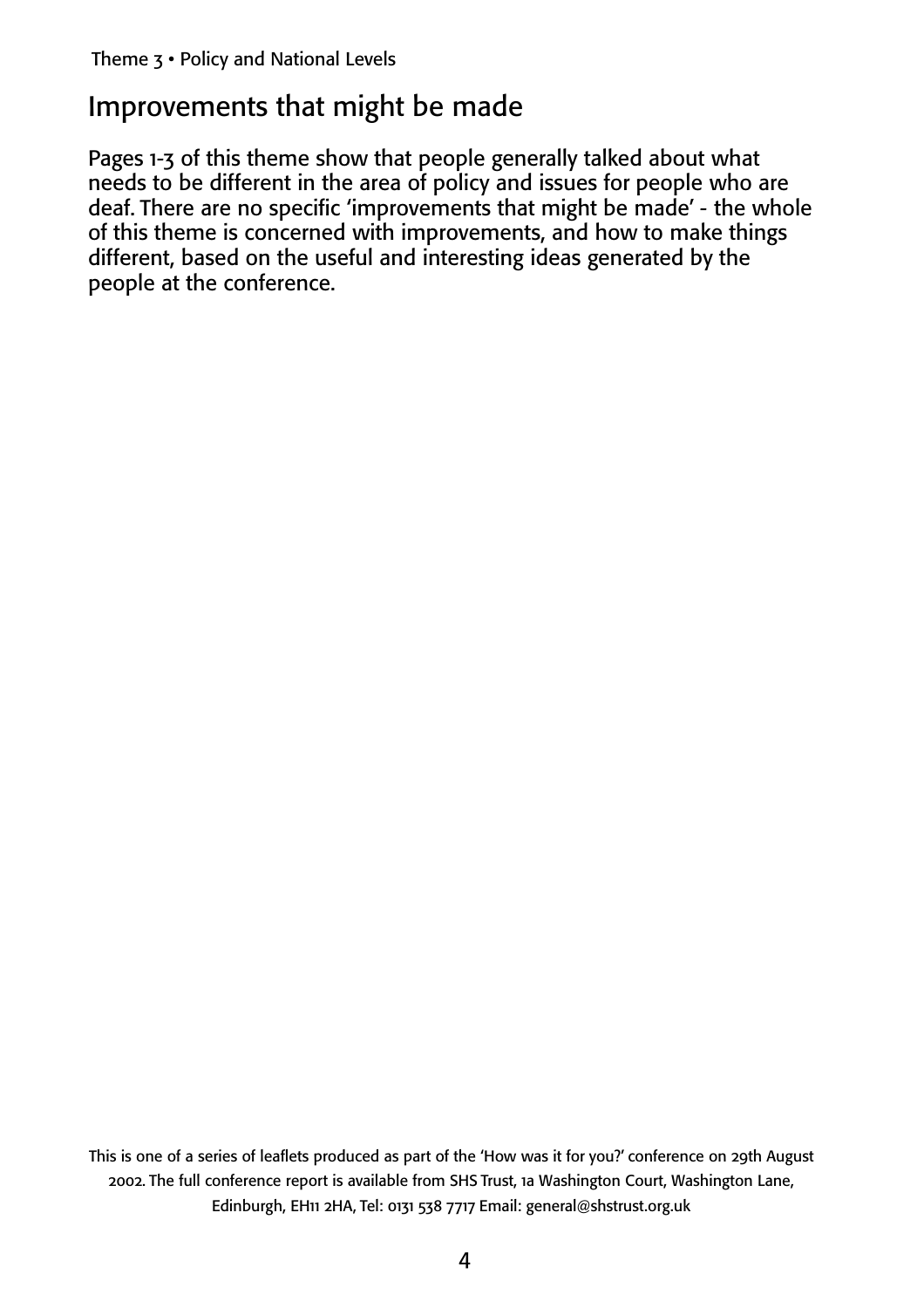## Improvements that might be made

Pages 1-3 of this theme show that people generally talked about what needs to be different in the area of policy and issues for people who are deaf. There are no specific 'improvements that might be made' - the whole of this theme is concerned with improvements, and how to make things different, based on the useful and interesting ideas generated by the people at the conference.

This is one of a series of leaflets produced as part of the 'How was it for you?' conference on 29th August 2002. The full conference report is available from SHS Trust, 1a Washington Court, Washington Lane, Edinburgh, EH11 2HA, Tel: 0131 538 7717 Email: general@shstrust.org.uk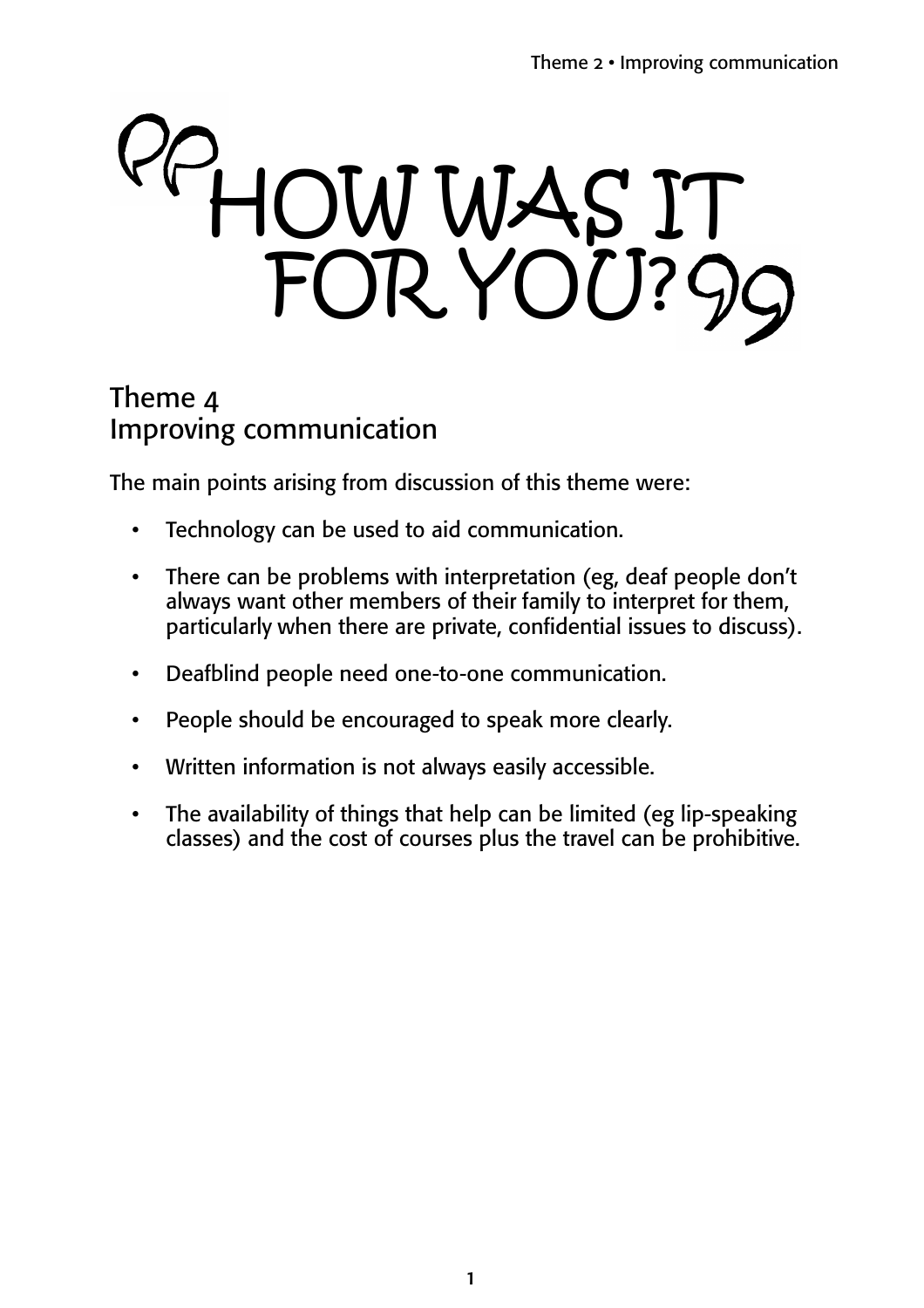# "HOW WAS IT FOR YOU?"

## Theme 4
## Improving communication

The main points arising from discussion of this theme were:

- Technology can be used to aid communication.
- There can be problems with interpretation (eg, deaf people don't always want other members of their family to interpret for them, particularly when there are private, confidential issues to discuss).
- Deafblind people need one-to-one communication.
- People should be encouraged to speak more clearly.
- Written information is not always easily accessible.
- The availability of things that help can be limited (eg lip-speaking classes) and the cost of courses plus the travel can be prohibitive.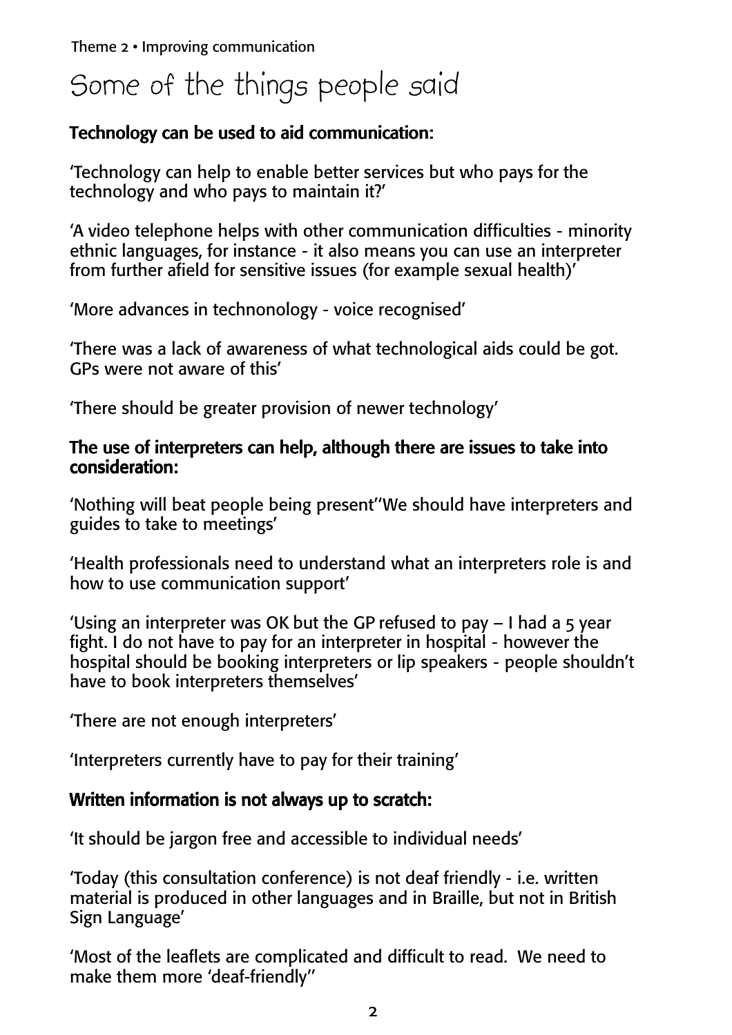Theme 2 • Improving communication

# Some of the things people said

**Technology can be used to aid communication:**

'Technology can help to enable better services but who pays for the technology and who pays to maintain it?'

'A video telephone helps with other communication difficulties - minority ethnic languages, for instance - it also means you can use an interpreter from further afield for sensitive issues (for example sexual health)'

'More advances in technonology - voice recognised'

'There was a lack of awareness of what technological aids could be got. GPs were not aware of this'

'There should be greater provision of newer technology'

**The use of interpreters can help, although there are issues to take into consideration:**

'Nothing will beat people being present''We should have interpreters and guides to take to meetings'

'Health professionals need to understand what an interpreters role is and how to use communication support'

'Using an interpreter was OK but the GP refused to pay – I had a 5 year fight. I do not have to pay for an interpreter in hospital - however the hospital should be booking interpreters or lip speakers - people shouldn't have to book interpreters themselves'

'There are not enough interpreters'

'Interpreters currently have to pay for their training'

**Written information is not always up to scratch:**

'It should be jargon free and accessible to individual needs'

'Today (this consultation conference) is not deaf friendly - i.e. written material is produced in other languages and in Braille, but not in British Sign Language'

'Most of the leaflets are complicated and difficult to read. We need to make them more 'deaf-friendly''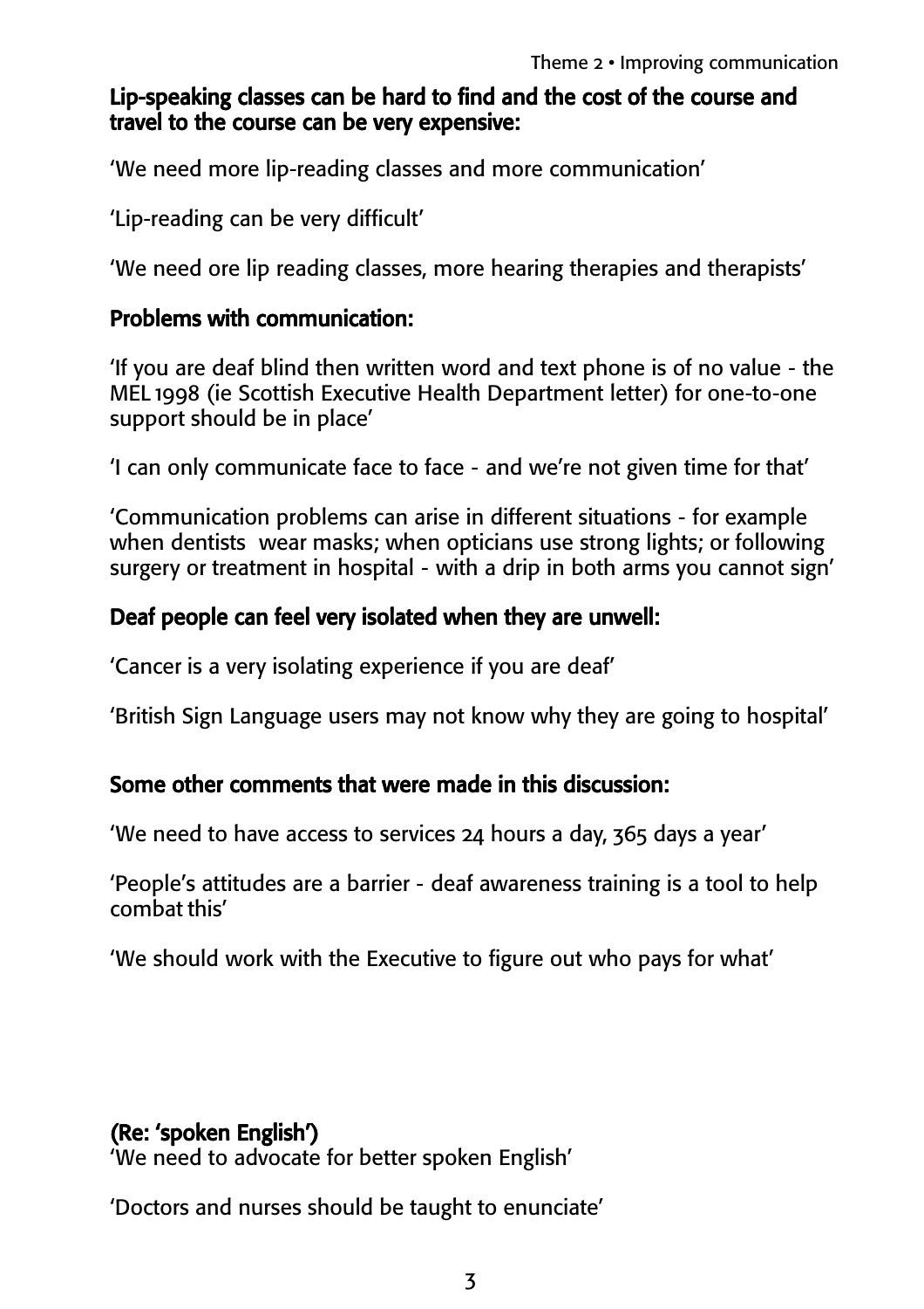**Lip-speaking classes can be hard to find and the cost of the course and travel to the course can be very expensive:**

'We need more lip-reading classes and more communication'

'Lip-reading can be very difficult'

'We need ore lip reading classes, more hearing therapies and therapists'

**Problems with communication:**

'If you are deaf blind then written word and text phone is of no value - the MEL 1998 (ie Scottish Executive Health Department letter) for one-to-one support should be in place'

'I can only communicate face to face - and we're not given time for that'

'Communication problems can arise in different situations - for example when dentists wear masks; when opticians use strong lights; or following surgery or treatment in hospital - with a drip in both arms you cannot sign'

**Deaf people can feel very isolated when they are unwell:**

'Cancer is a very isolating experience if you are deaf'

'British Sign Language users may not know why they are going to hospital'

**Some other comments that were made in this discussion:**

'We need to have access to services 24 hours a day, 365 days a year'

'People's attitudes are a barrier - deaf awareness training is a tool to help combat this'

'We should work with the Executive to figure out who pays for what'

**(Re: 'spoken English')**

'We need to advocate for better spoken English'

'Doctors and nurses should be taught to enunciate'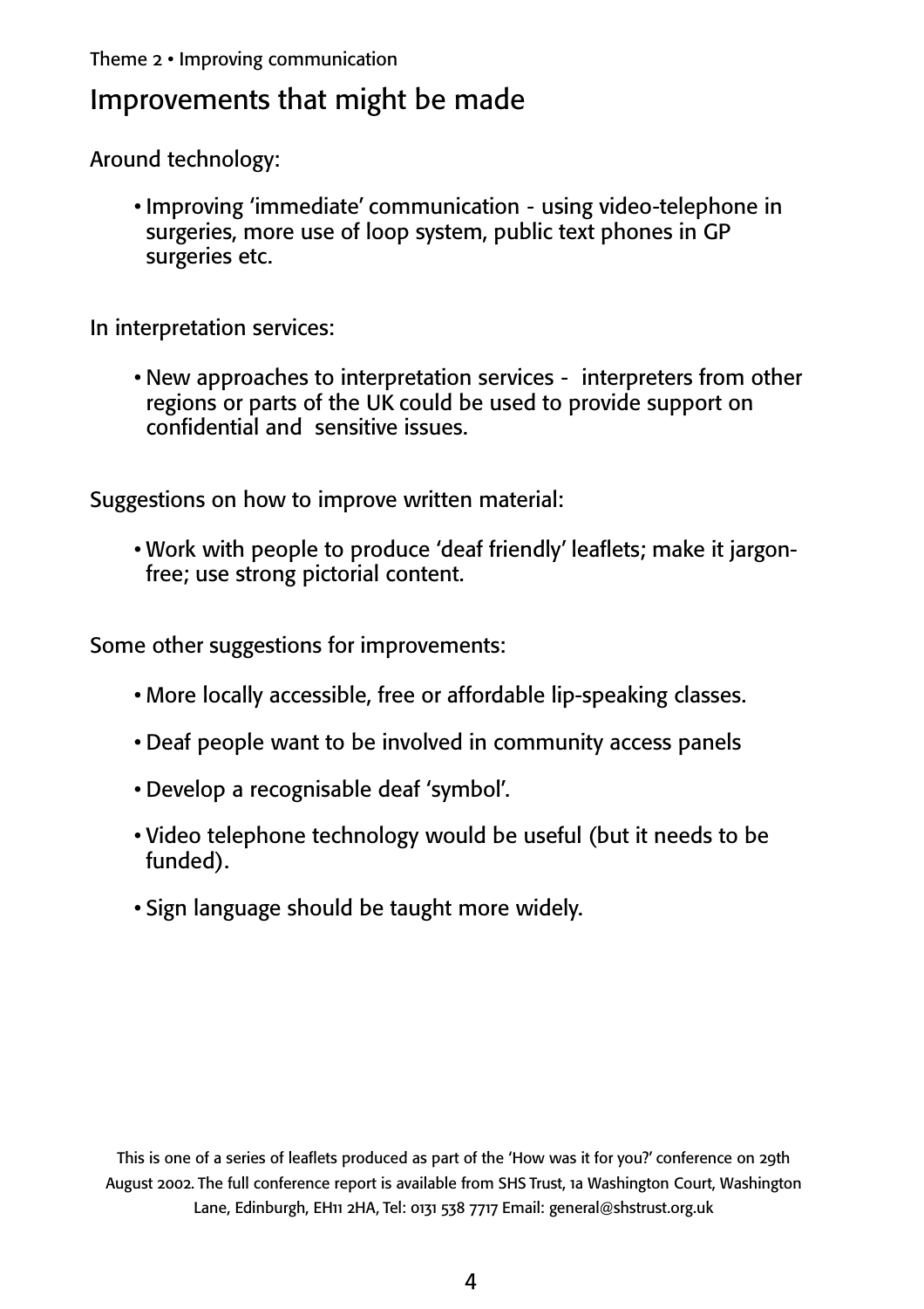Theme 2 • Improving communication

# Improvements that might be made

Around technology:

- Improving 'immediate' communication - using video-telephone in surgeries, more use of loop system, public text phones in GP surgeries etc.

In interpretation services:

- New approaches to interpretation services - interpreters from other regions or parts of the UK could be used to provide support on confidential and sensitive issues.

Suggestions on how to improve written material:

- Work with people to produce 'deaf friendly' leaflets; make it jargon-free; use strong pictorial content.

Some other suggestions for improvements:

- More locally accessible, free or affordable lip-speaking classes.
- Deaf people want to be involved in community access panels
- Develop a recognisable deaf 'symbol'.
- Video telephone technology would be useful (but it needs to be funded).
- Sign language should be taught more widely.

This is one of a series of leaflets produced as part of the 'How was it for you?' conference on 29th August 2002. The full conference report is available from SHS Trust, 1a Washington Court, Washington Lane, Edinburgh, EH11 2HA, Tel: 0131 538 7717 Email: general@shstrust.org.uk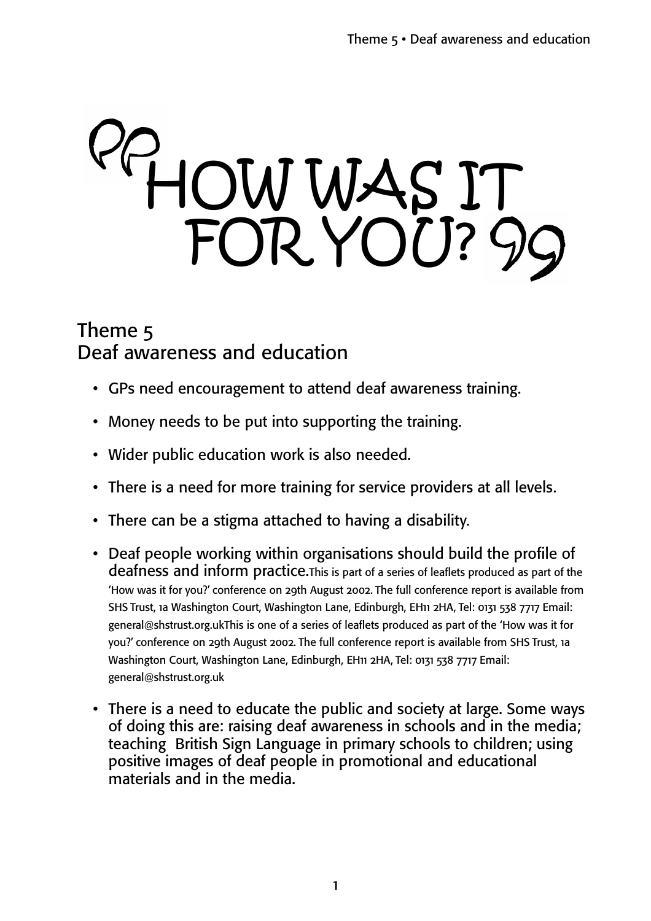# "HOW WAS IT FOR YOU?"

## Theme 5
## Deaf awareness and education

- GPs need encouragement to attend deaf awareness training.
- Money needs to be put into supporting the training.
- Wider public education work is also needed.
- There is a need for more training for service providers at all levels.
- There can be a stigma attached to having a disability.
- Deaf people working within organisations should build the profile of deafness and inform practice.This is part of a series of leaflets produced as part of the 'How was it for you?' conference on 29th August 2002. The full conference report is available from SHS Trust, 1a Washington Court, Washington Lane, Edinburgh, EH11 2HA, Tel: 0131 538 7717 Email: general@shstrust.org.ukThis is one of a series of leaflets produced as part of the 'How was it for you?' conference on 29th August 2002. The full conference report is available from SHS Trust, 1a Washington Court, Washington Lane, Edinburgh, EH11 2HA, Tel: 0131 538 7717 Email: general@shstrust.org.uk
- There is a need to educate the public and society at large. Some ways of doing this are: raising deaf awareness in schools and in the media; teaching British Sign Language in primary schools to children; using positive images of deaf people in promotional and educational materials and in the media.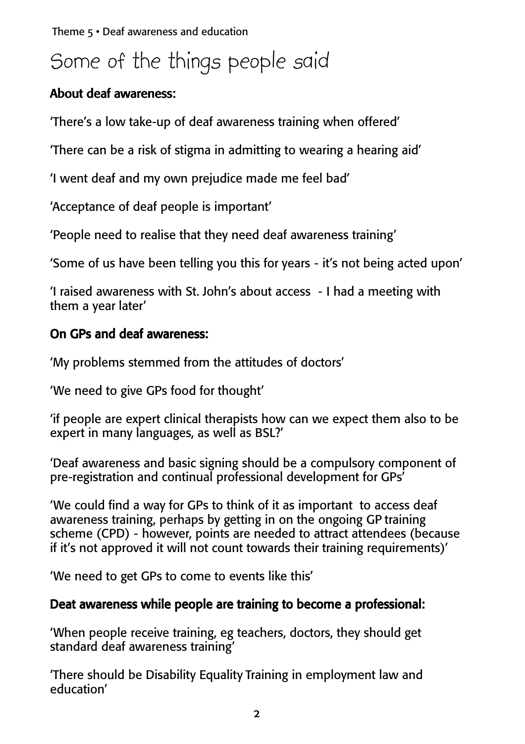# Some of the things people said

### About deaf awareness:

'There's a low take-up of deaf awareness training when offered'

'There can be a risk of stigma in admitting to wearing a hearing aid'

'I went deaf and my own prejudice made me feel bad'

'Acceptance of deaf people is important'

'People need to realise that they need deaf awareness training'

'Some of us have been telling you this for years - it's not being acted upon'

'I raised awareness with St. John's about access - I had a meeting with them a year later'

### On GPs and deaf awareness:

'My problems stemmed from the attitudes of doctors'

'We need to give GPs food for thought'

'if people are expert clinical therapists how can we expect them also to be expert in many languages, as well as BSL?'

'Deaf awareness and basic signing should be a compulsory component of pre-registration and continual professional development for GPs'

'We could find a way for GPs to think of it as important to access deaf awareness training, perhaps by getting in on the ongoing GP training scheme (CPD) - however, points are needed to attract attendees (because if it's not approved it will not count towards their training requirements)'

'We need to get GPs to come to events like this'

### Deat awareness while people are training to become a professional:

'When people receive training, eg teachers, doctors, they should get standard deaf awareness training'

'There should be Disability Equality Training in employment law and education'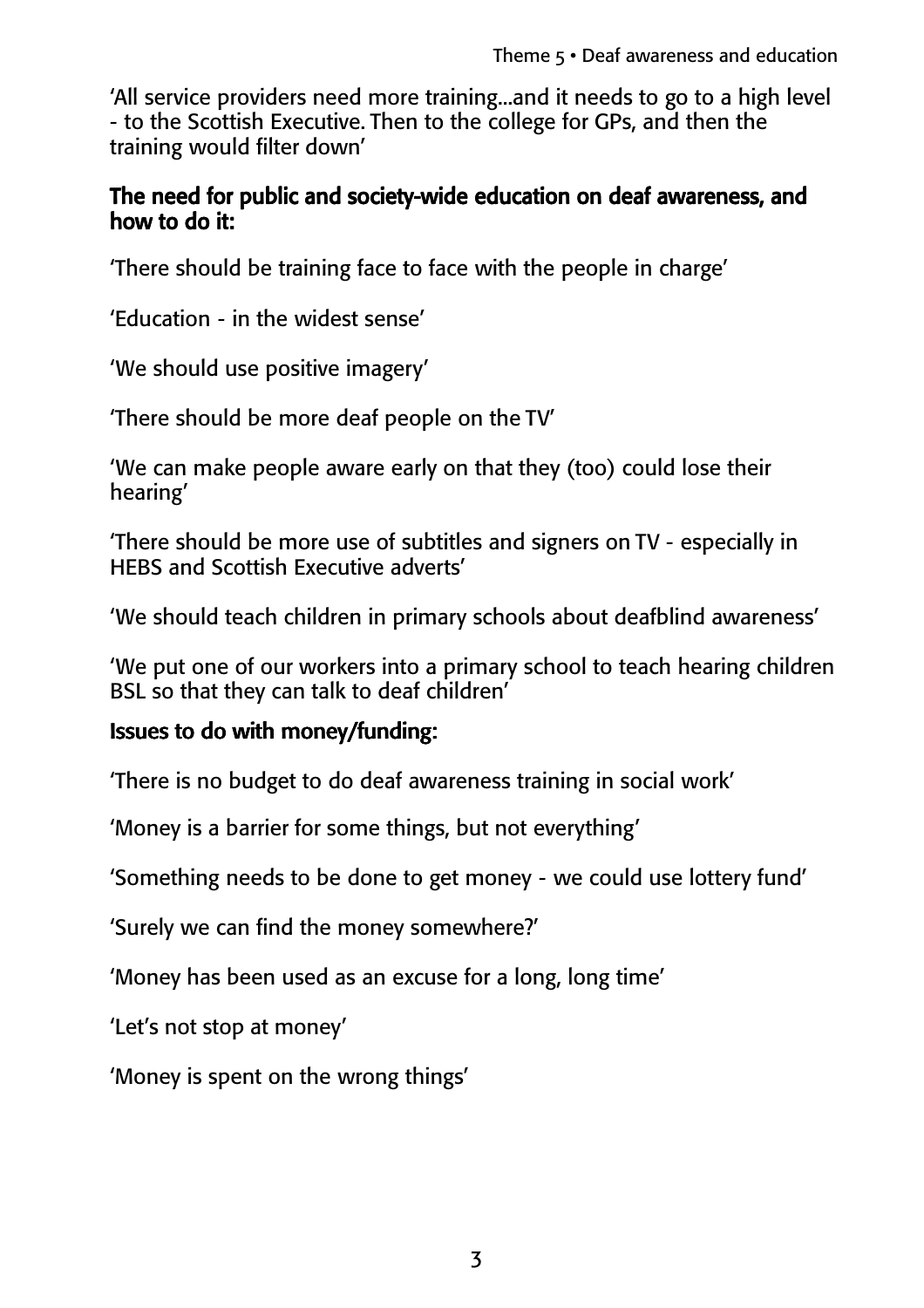'All service providers need more training...and it needs to go to a high level - to the Scottish Executive. Then to the college for GPs, and then the training would filter down'

**The need for public and society-wide education on deaf awareness, and how to do it:**

'There should be training face to face with the people in charge'

'Education - in the widest sense'

'We should use positive imagery'

'There should be more deaf people on the TV'

'We can make people aware early on that they (too) could lose their hearing'

'There should be more use of subtitles and signers on TV - especially in HEBS and Scottish Executive adverts'

'We should teach children in primary schools about deafblind awareness'

'We put one of our workers into a primary school to teach hearing children BSL so that they can talk to deaf children'

**Issues to do with money/funding:**

'There is no budget to do deaf awareness training in social work'

'Money is a barrier for some things, but not everything'

'Something needs to be done to get money - we could use lottery fund'

'Surely we can find the money somewhere?'

'Money has been used as an excuse for a long, long time'

'Let's not stop at money'

'Money is spent on the wrong things'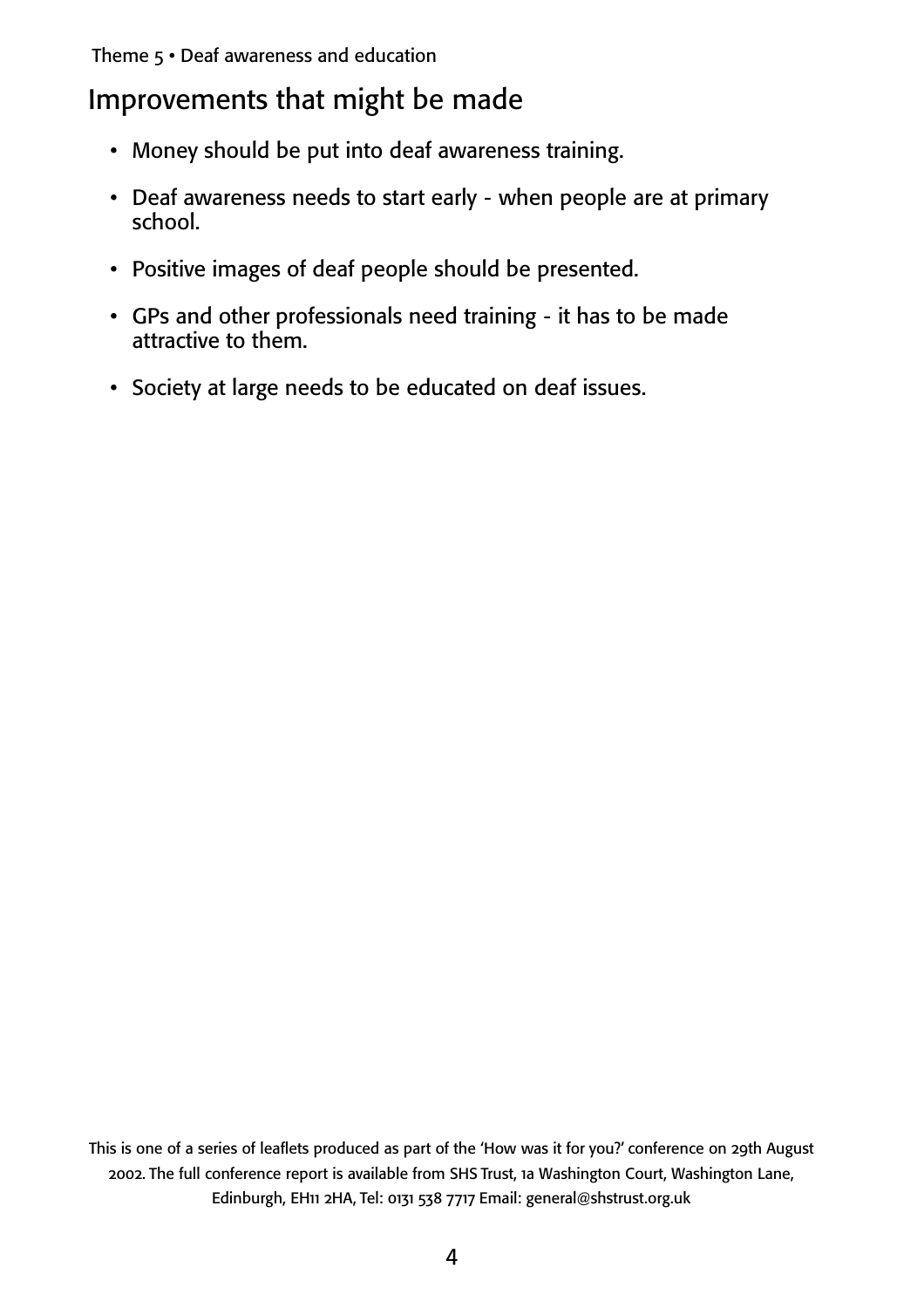## Improvements that might be made

- Money should be put into deaf awareness training.
- Deaf awareness needs to start early - when people are at primary school.
- Positive images of deaf people should be presented.
- GPs and other professionals need training - it has to be made attractive to them.
- Society at large needs to be educated on deaf issues.

This is one of a series of leaflets produced as part of the 'How was it for you?' conference on 29th August 2002. The full conference report is available from SHS Trust, 1a Washington Court, Washington Lane, Edinburgh, EH11 2HA, Tel: 0131 538 7717 Email: general@shstrust.org.uk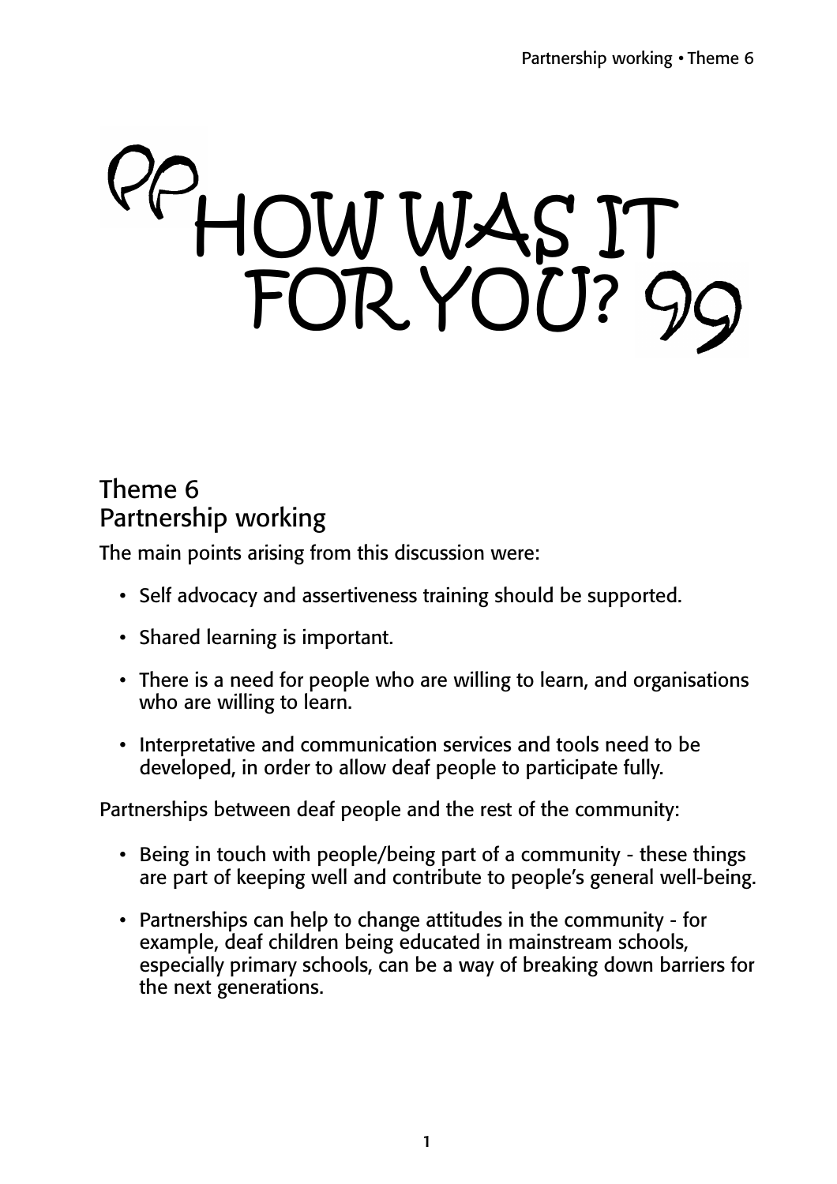# "HOW WAS IT FOR YOU?"

## Theme 6
## Partnership working

The main points arising from this discussion were:

- Self advocacy and assertiveness training should be supported.
- Shared learning is important.
- There is a need for people who are willing to learn, and organisations who are willing to learn.
- Interpretative and communication services and tools need to be developed, in order to allow deaf people to participate fully.

Partnerships between deaf people and the rest of the community:

- Being in touch with people/being part of a community - these things are part of keeping well and contribute to people's general well-being.
- Partnerships can help to change attitudes in the community - for example, deaf children being educated in mainstream schools, especially primary schools, can be a way of breaking down barriers for the next generations.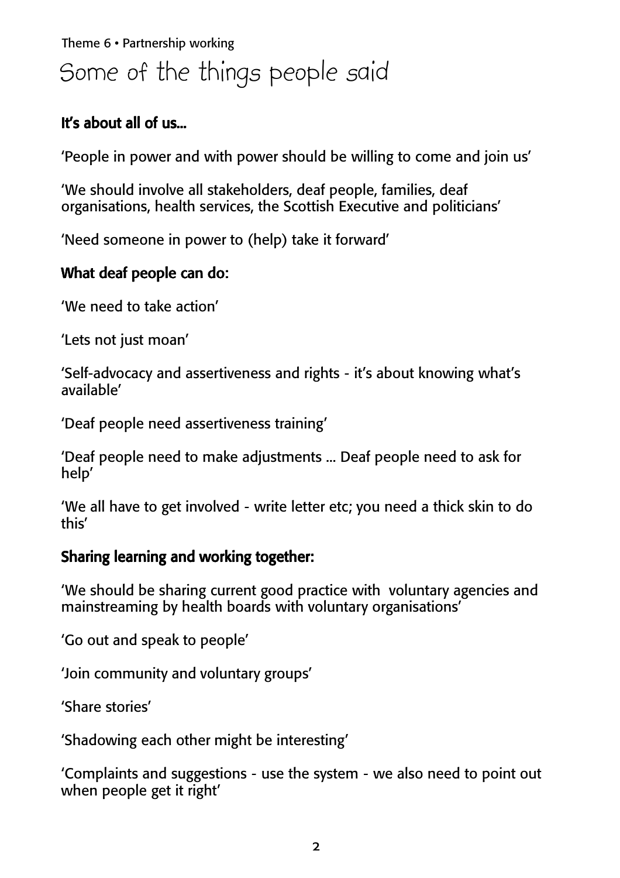Theme 6 • Partnership working

# Some of the things people said

### It's about all of us...

'People in power and with power should be willing to come and join us'

'We should involve all stakeholders, deaf people, families, deaf organisations, health services, the Scottish Executive and politicians'

'Need someone in power to (help) take it forward'

### What deaf people can do:

'We need to take action'

'Lets not just moan'

'Self-advocacy and assertiveness and rights - it's about knowing what's available'

'Deaf people need assertiveness training'

'Deaf people need to make adjustments ... Deaf people need to ask for help'

'We all have to get involved - write letter etc; you need a thick skin to do this'

### Sharing learning and working together:

'We should be sharing current good practice with voluntary agencies and mainstreaming by health boards with voluntary organisations'

'Go out and speak to people'

'Join community and voluntary groups'

'Share stories'

'Shadowing each other might be interesting'

'Complaints and suggestions - use the system - we also need to point out when people get it right'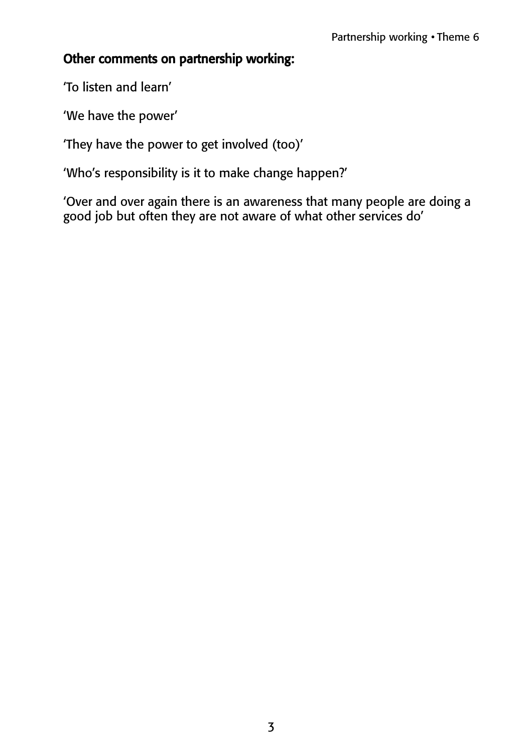### Other comments on partnership working:

'To listen and learn'

'We have the power'

'They have the power to get involved (too)'

'Who's responsibility is it to make change happen?'

'Over and over again there is an awareness that many people are doing a good job but often they are not aware of what other services do'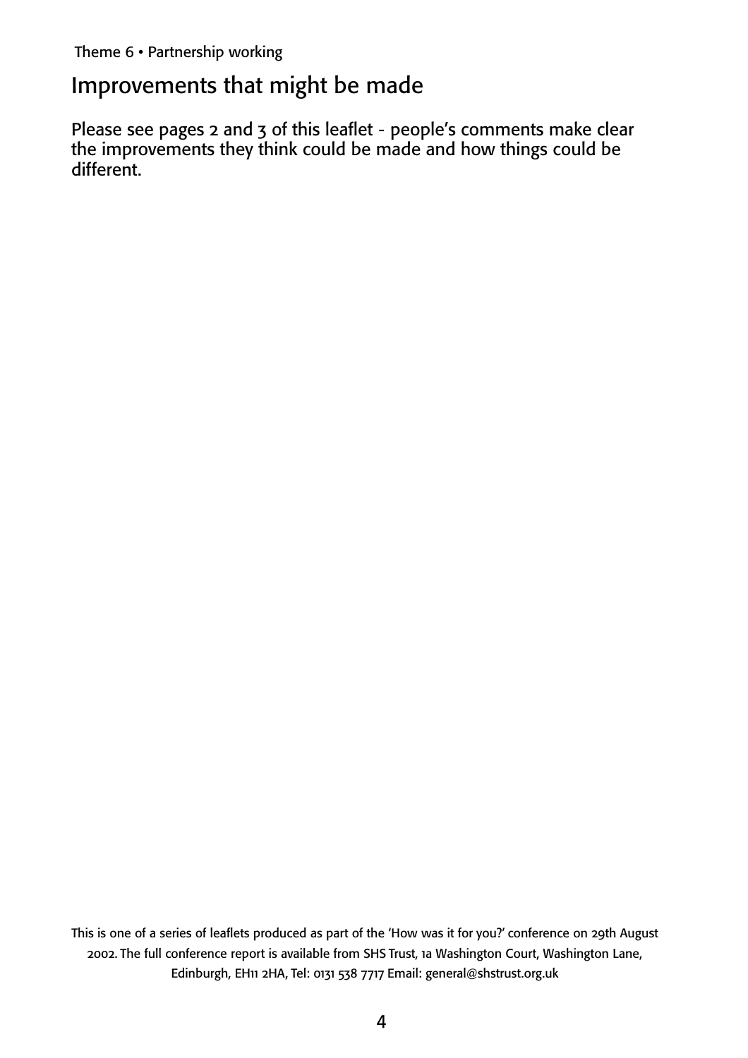Theme 6 • Partnership working

## Improvements that might be made

Please see pages 2 and 3 of this leaflet - people's comments make clear the improvements they think could be made and how things could be different.

This is one of a series of leaflets produced as part of the 'How was it for you?' conference on 29th August 2002. The full conference report is available from SHS Trust, 1a Washington Court, Washington Lane, Edinburgh, EH11 2HA, Tel: 0131 538 7717 Email: general@shstrust.org.uk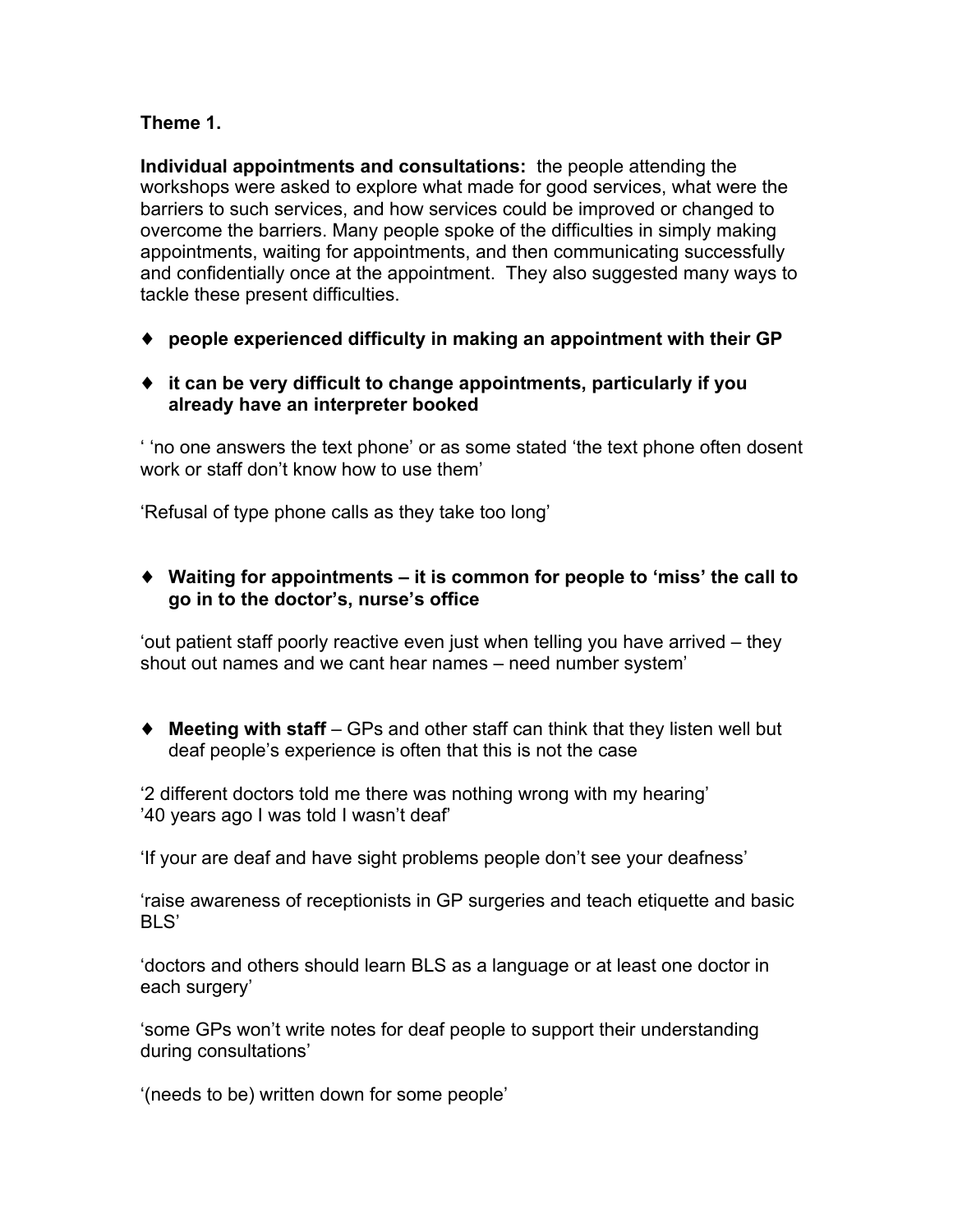**Theme 1.**

**Individual appointments and consultations:** the people attending the workshops were asked to explore what made for good services, what were the barriers to such services, and how services could be improved or changed to overcome the barriers. Many people spoke of the difficulties in simply making appointments, waiting for appointments, and then communicating successfully and confidentially once at the appointment. They also suggested many ways to tackle these present difficulties.

- ♦ **people experienced difficulty in making an appointment with their GP**

- ♦ **it can be very difficult to change appointments, particularly if you already have an interpreter booked**

' 'no one answers the text phone' or as some stated 'the text phone often dosent work or staff don't know how to use them'

'Refusal of type phone calls as they take too long'

- ♦ **Waiting for appointments – it is common for people to 'miss' the call to go in to the doctor's, nurse's office**

'out patient staff poorly reactive even just when telling you have arrived – they shout out names and we cant hear names – need number system'

- ♦ **Meeting with staff** – GPs and other staff can think that they listen well but deaf people's experience is often that this is not the case

'2 different doctors told me there was nothing wrong with my hearing'
'40 years ago I was told I wasn't deaf'

'If your are deaf and have sight problems people don't see your deafness'

'raise awareness of receptionists in GP surgeries and teach etiquette and basic BLS'

'doctors and others should learn BLS as a language or at least one doctor in each surgery'

'some GPs won't write notes for deaf people to support their understanding during consultations'

'(needs to be) written down for some people'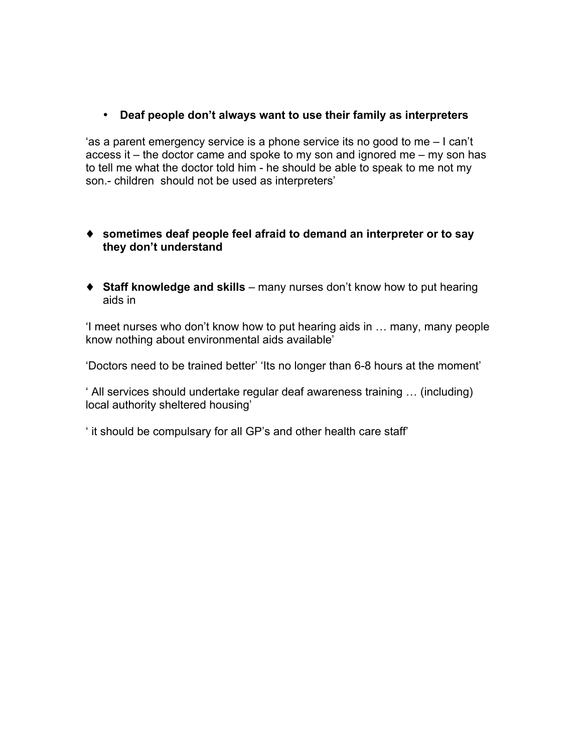- **Deaf people don't always want to use their family as interpreters**

'as a parent emergency service is a phone service its no good to me – I can't access it – the doctor came and spoke to my son and ignored me – my son has to tell me what the doctor told him - he should be able to speak to me not my son.- children  should not be used as interpreters'

- **sometimes deaf people feel afraid to demand an interpreter or to say they don't understand**

- **Staff knowledge and skills** – many nurses don't know how to put hearing aids in

'I meet nurses who don't know how to put hearing aids in … many, many people know nothing about environmental aids available'

'Doctors need to be trained better' 'Its no longer than 6-8 hours at the moment'

' All services should undertake regular deaf awareness training … (including) local authority sheltered housing'

' it should be compulsary for all GP's and other health care staff'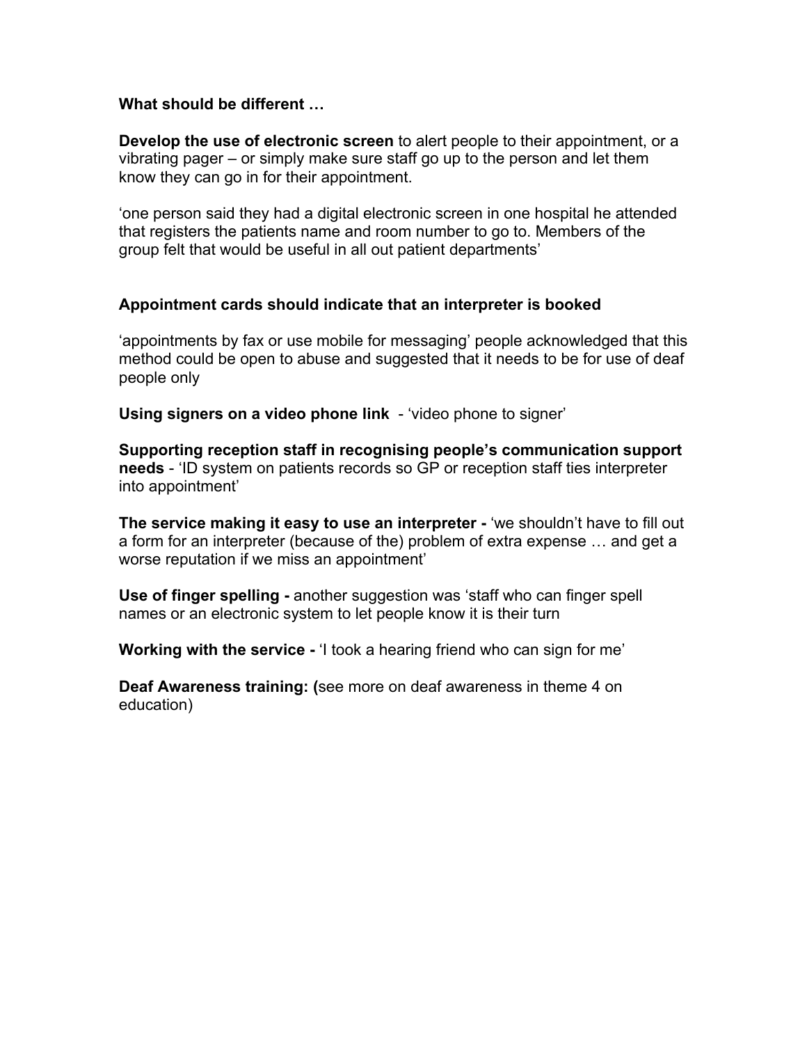**What should be different …**

**Develop the use of electronic screen** to alert people to their appointment, or a vibrating pager – or simply make sure staff go up to the person and let them know they can go in for their appointment.

'one person said they had a digital electronic screen in one hospital he attended that registers the patients name and room number to go to. Members of the group felt that would be useful in all out patient departments'

**Appointment cards should indicate that an interpreter is booked**

'appointments by fax or use mobile for messaging' people acknowledged that this method could be open to abuse and suggested that it needs to be for use of deaf people only

**Using signers on a video phone link** - 'video phone to signer'

**Supporting reception staff in recognising people's communication support needs** - 'ID system on patients records so GP or reception staff ties interpreter into appointment'

**The service making it easy to use an interpreter -** 'we shouldn't have to fill out a form for an interpreter (because of the) problem of extra expense … and get a worse reputation if we miss an appointment'

**Use of finger spelling -** another suggestion was 'staff who can finger spell names or an electronic system to let people know it is their turn

**Working with the service -** 'I took a hearing friend who can sign for me'

**Deaf Awareness training: (**see more on deaf awareness in theme 4 on education)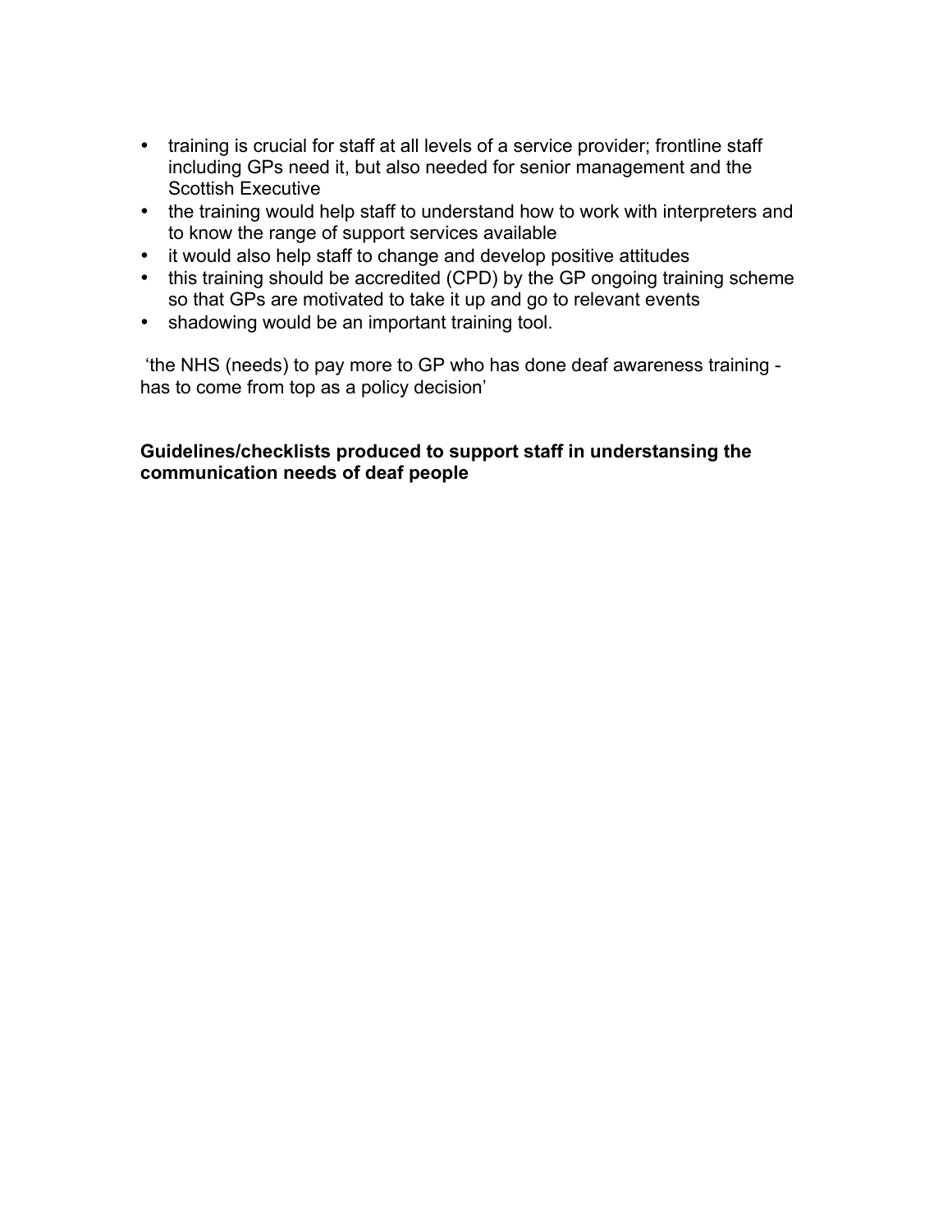- training is crucial for staff at all levels of a service provider; frontline staff including GPs need it, but also needed for senior management and the Scottish Executive
- the training would help staff to understand how to work with interpreters and to know the range of support services available
- it would also help staff to change and develop positive attitudes
- this training should be accredited (CPD) by the GP ongoing training scheme so that GPs are motivated to take it up and go to relevant events
- shadowing would be an important training tool.

'the NHS (needs) to pay more to GP who has done deaf awareness training - has to come from top as a policy decision'

**Guidelines/checklists produced to support staff in understansing the communication needs of deaf people**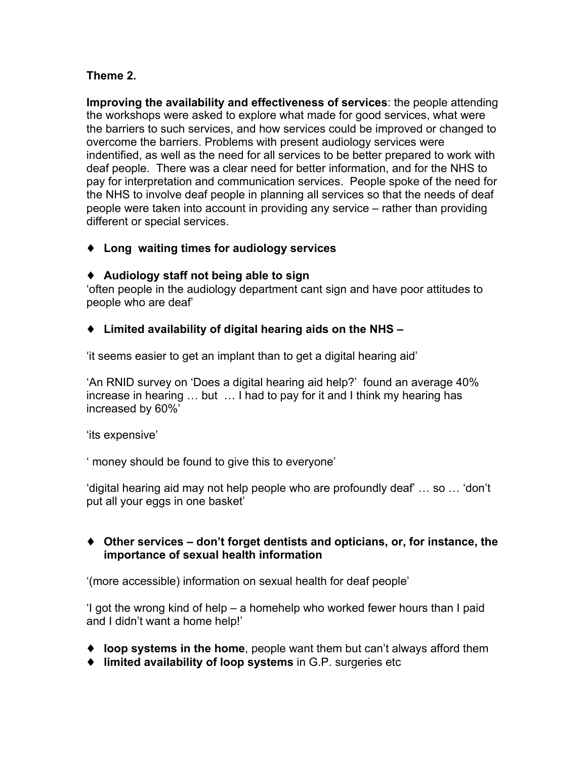**Theme 2.**

**Improving the availability and effectiveness of services**: the people attending the workshops were asked to explore what made for good services, what were the barriers to such services, and how services could be improved or changed to overcome the barriers. Problems with present audiology services were indentified, as well as the need for all services to be better prepared to work with deaf people. There was a clear need for better information, and for the NHS to pay for interpretation and communication services. People spoke of the need for the NHS to involve deaf people in planning all services so that the needs of deaf people were taken into account in providing any service – rather than providing different or special services.

- **Long waiting times for audiology services**

- **Audiology staff not being able to sign**

'often people in the audiology department cant sign and have poor attitudes to people who are deaf'

- **Limited availability of digital hearing aids on the NHS –**

'it seems easier to get an implant than to get a digital hearing aid'

'An RNID survey on 'Does a digital hearing aid help?' found an average 40% increase in hearing … but … I had to pay for it and I think my hearing has increased by 60%'

'its expensive'

' money should be found to give this to everyone'

'digital hearing aid may not help people who are profoundly deaf' … so … 'don't put all your eggs in one basket'

- **Other services – don't forget dentists and opticians, or, for instance, the importance of sexual health information**

'(more accessible) information on sexual health for deaf people'

'I got the wrong kind of help – a homehelp who worked fewer hours than I paid and I didn't want a home help!'

- **loop systems in the home**, people want them but can't always afford them
- **limited availability of loop systems** in G.P. surgeries etc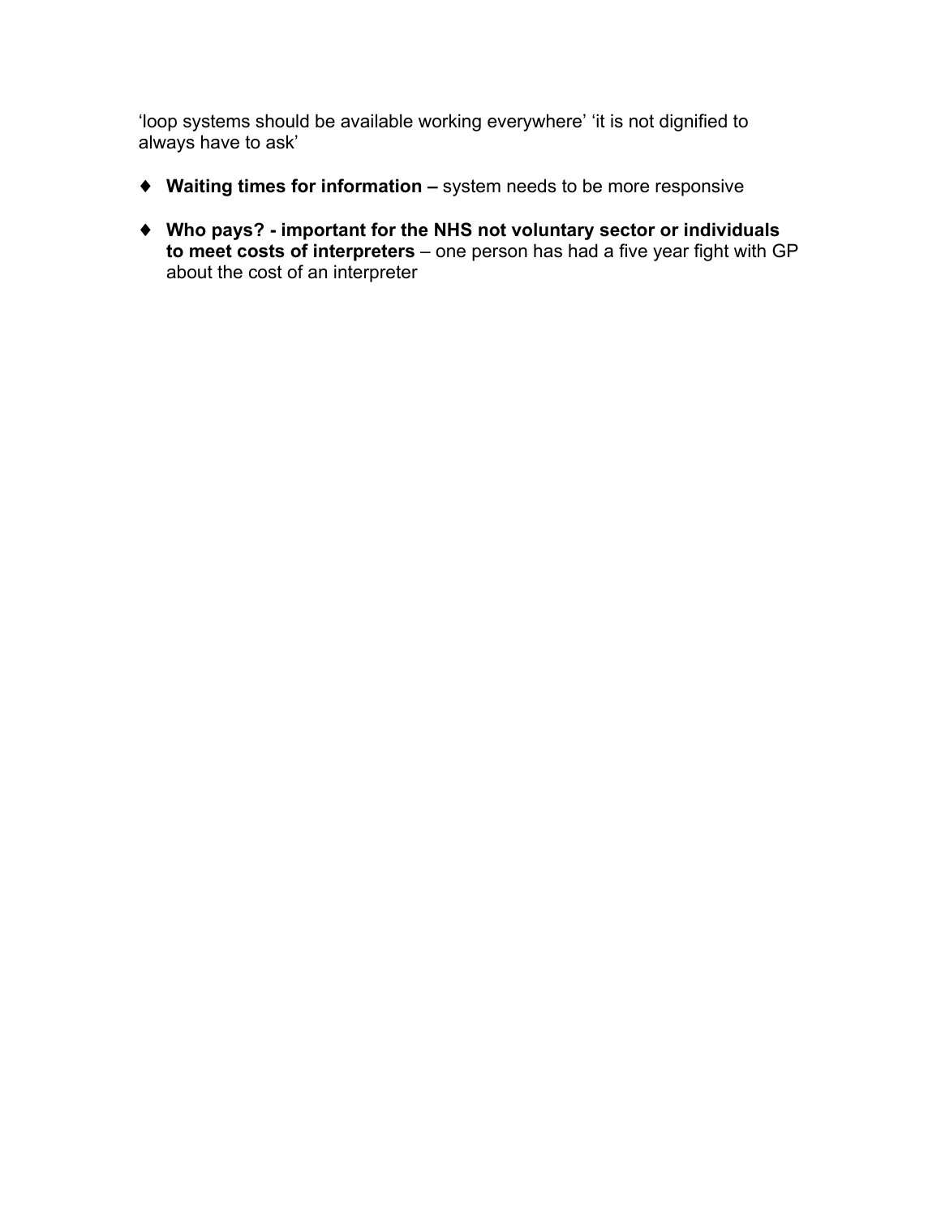'loop systems should be available working everywhere' 'it is not dignified to always have to ask'

- **Waiting times for information –** system needs to be more responsive
- **Who pays? - important for the NHS not voluntary sector or individuals to meet costs of interpreters** – one person has had a five year fight with GP about the cost of an interpreter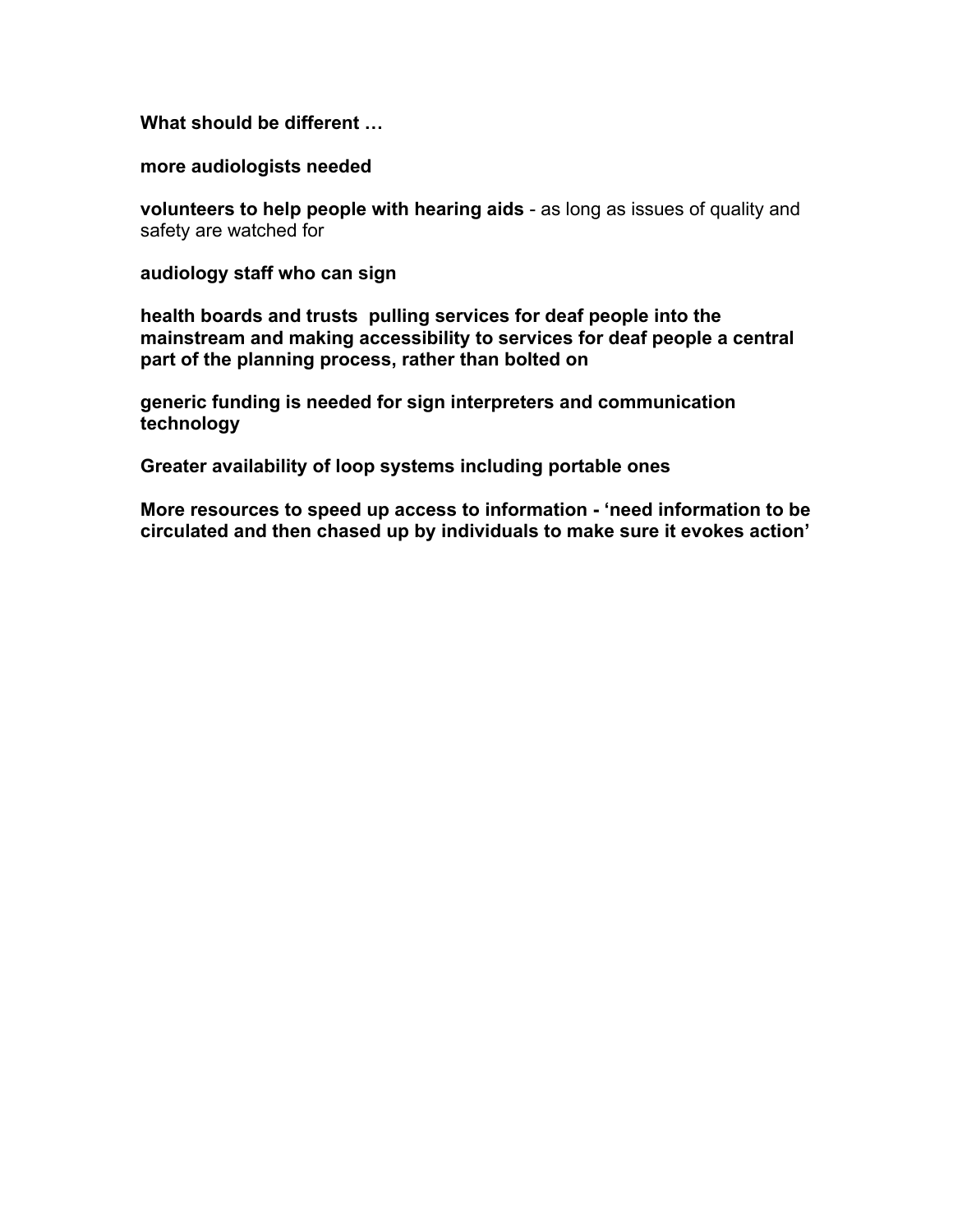**What should be different …**

**more audiologists needed**

**volunteers to help people with hearing aids** - as long as issues of quality and safety are watched for

**audiology staff who can sign**

**health boards and trusts pulling services for deaf people into the mainstream and making accessibility to services for deaf people a central part of the planning process, rather than bolted on**

**generic funding is needed for sign interpreters and communication technology**

**Greater availability of loop systems including portable ones**

**More resources to speed up access to information - 'need information to be circulated and then chased up by individuals to make sure it evokes action'**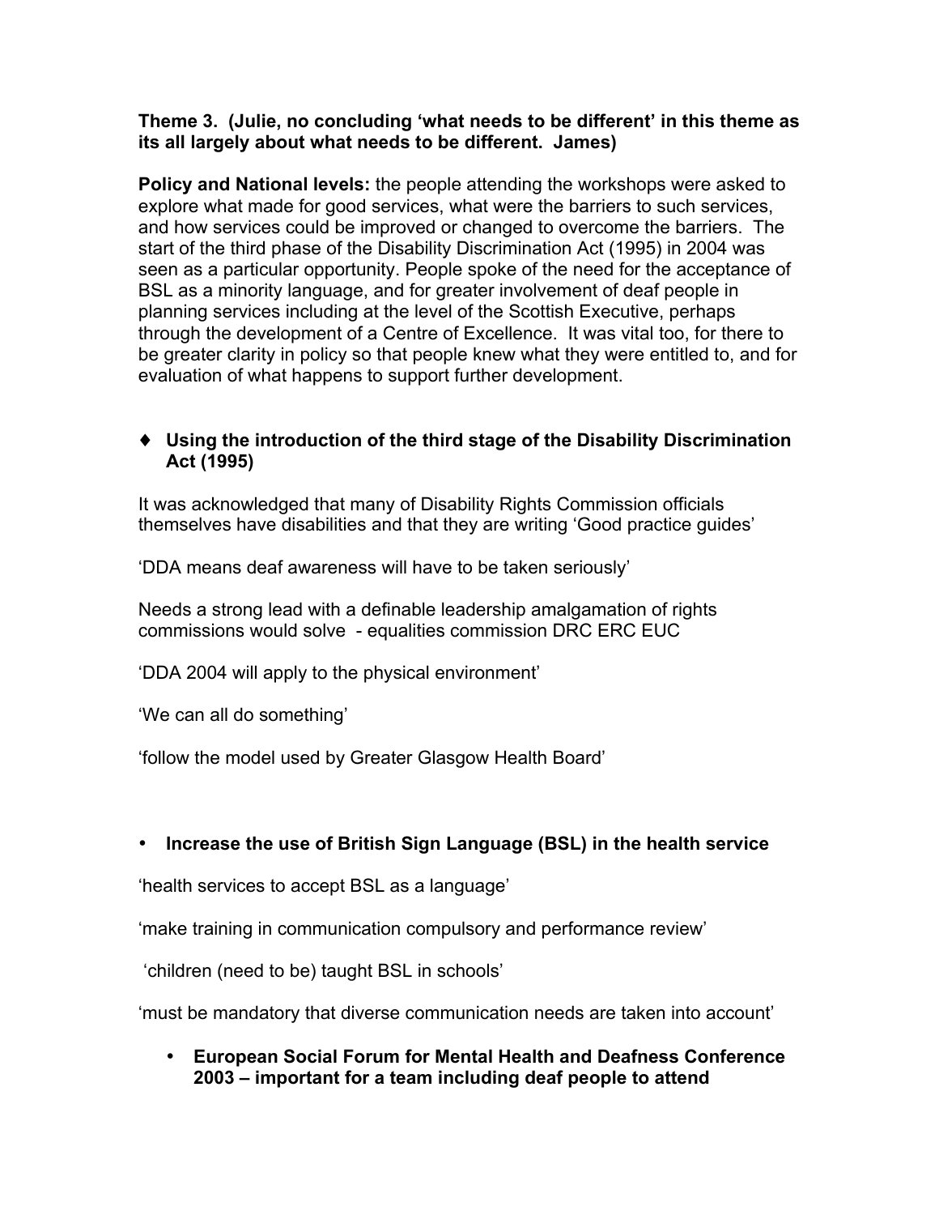**Theme 3. (Julie, no concluding 'what needs to be different' in this theme as its all largely about what needs to be different. James)**

**Policy and National levels:** the people attending the workshops were asked to explore what made for good services, what were the barriers to such services, and how services could be improved or changed to overcome the barriers. The start of the third phase of the Disability Discrimination Act (1995) in 2004 was seen as a particular opportunity. People spoke of the need for the acceptance of BSL as a minority language, and for greater involvement of deaf people in planning services including at the level of the Scottish Executive, perhaps through the development of a Centre of Excellence. It was vital too, for there to be greater clarity in policy so that people knew what they were entitled to, and for evaluation of what happens to support further development.

♦ **Using the introduction of the third stage of the Disability Discrimination Act (1995)**

It was acknowledged that many of Disability Rights Commission officials themselves have disabilities and that they are writing 'Good practice guides'

'DDA means deaf awareness will have to be taken seriously'

Needs a strong lead with a definable leadership amalgamation of rights commissions would solve - equalities commission DRC ERC EUC

'DDA 2004 will apply to the physical environment'

'We can all do something'

'follow the model used by Greater Glasgow Health Board'

- **Increase the use of British Sign Language (BSL) in the health service**

'health services to accept BSL as a language'

'make training in communication compulsory and performance review'

'children (need to be) taught BSL in schools'

'must be mandatory that diverse communication needs are taken into account'

- **European Social Forum for Mental Health and Deafness Conference 2003 – important for a team including deaf people to attend**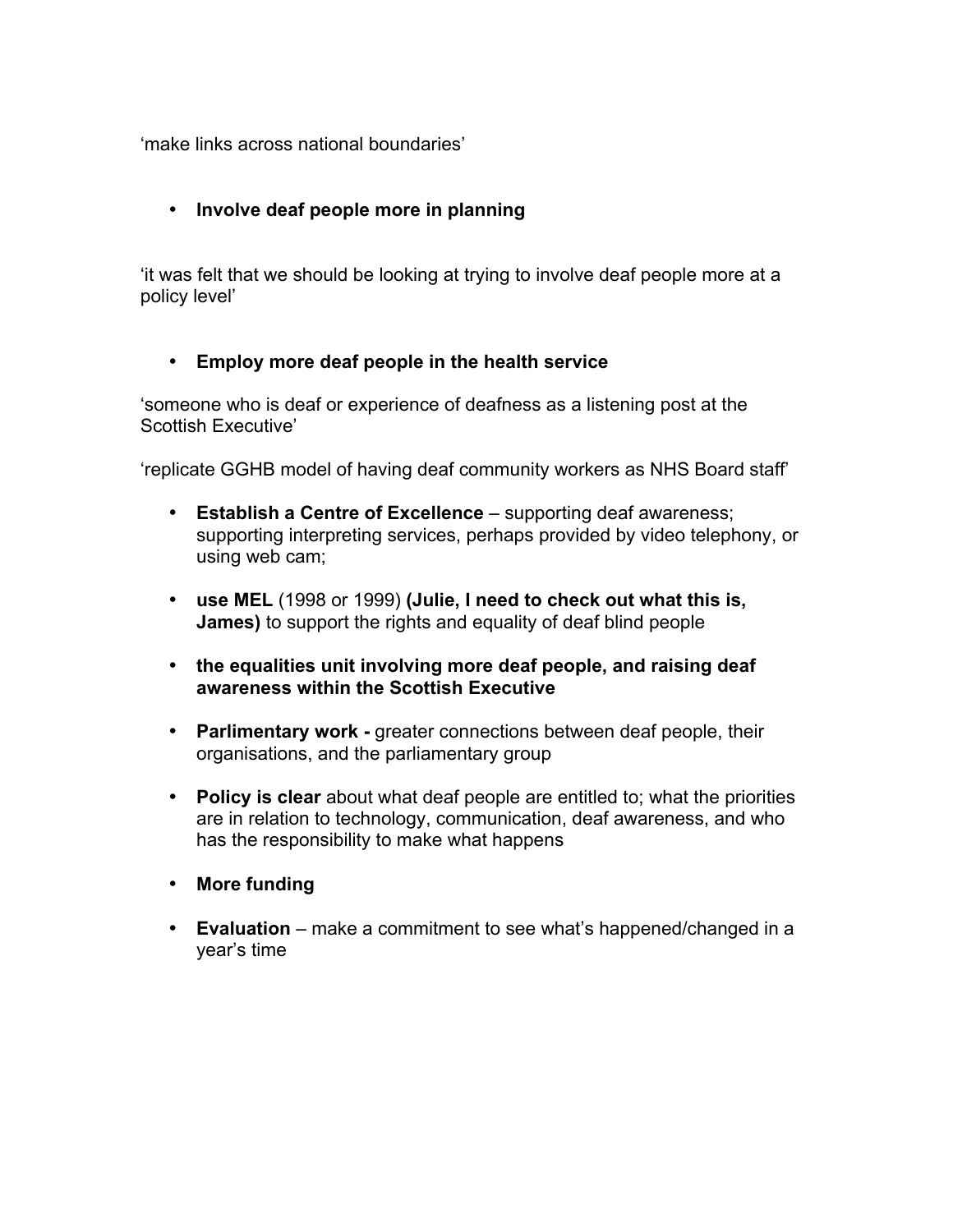'make links across national boundaries'

- **Involve deaf people more in planning**

'it was felt that we should be looking at trying to involve deaf people more at a policy level'

- **Employ more deaf people in the health service**

'someone who is deaf or experience of deafness as a listening post at the Scottish Executive'

'replicate GGHB model of having deaf community workers as NHS Board staff'

- **Establish a Centre of Excellence** – supporting deaf awareness; supporting interpreting services, perhaps provided by video telephony, or using web cam;
- **use MEL** (1998 or 1999) **(Julie, I need to check out what this is, James)** to support the rights and equality of deaf blind people
- **the equalities unit involving more deaf people, and raising deaf awareness within the Scottish Executive**
- **Parlimentary work -** greater connections between deaf people, their organisations, and the parliamentary group
- **Policy is clear** about what deaf people are entitled to; what the priorities are in relation to technology, communication, deaf awareness, and who has the responsibility to make what happens
- **More funding**
- **Evaluation** – make a commitment to see what's happened/changed in a year's time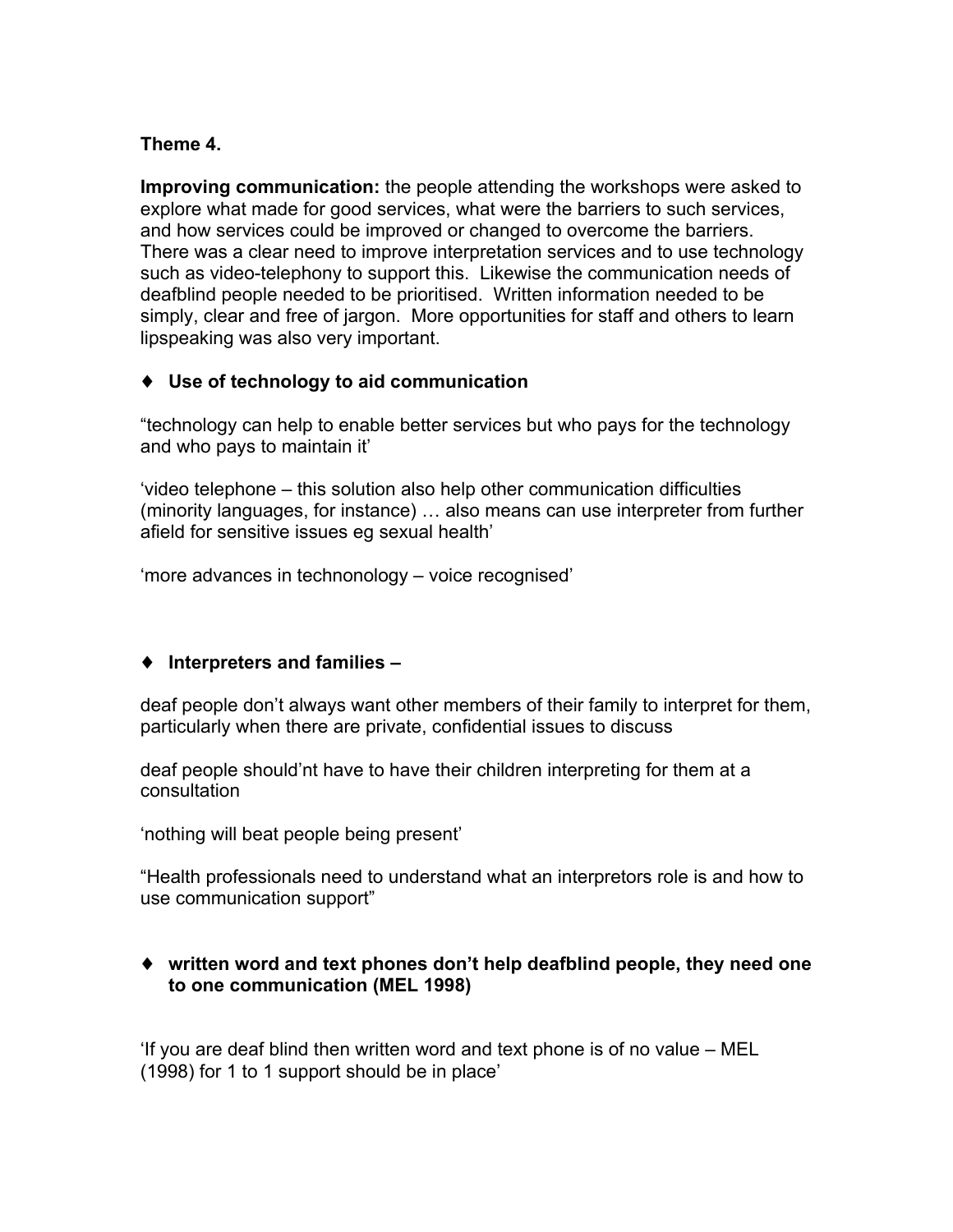**Theme 4.**

**Improving communication:** the people attending the workshops were asked to explore what made for good services, what were the barriers to such services, and how services could be improved or changed to overcome the barriers. There was a clear need to improve interpretation services and to use technology such as video-telephony to support this. Likewise the communication needs of deafblind people needed to be prioritised. Written information needed to be simply, clear and free of jargon. More opportunities for staff and others to learn lipspeaking was also very important.

- **Use of technology to aid communication**

"technology can help to enable better services but who pays for the technology and who pays to maintain it'

'video telephone – this solution also help other communication difficulties (minority languages, for instance) … also means can use interpreter from further afield for sensitive issues eg sexual health'

'more advances in technonology – voice recognised'

- **Interpreters and families –**

deaf people don't always want other members of their family to interpret for them, particularly when there are private, confidential issues to discuss

deaf people should'nt have to have their children interpreting for them at a consultation

'nothing will beat people being present'

"Health professionals need to understand what an interpretors role is and how to use communication support"

- **written word and text phones don't help deafblind people, they need one to one communication (MEL 1998)**

'If you are deaf blind then written word and text phone is of no value – MEL (1998) for 1 to 1 support should be in place'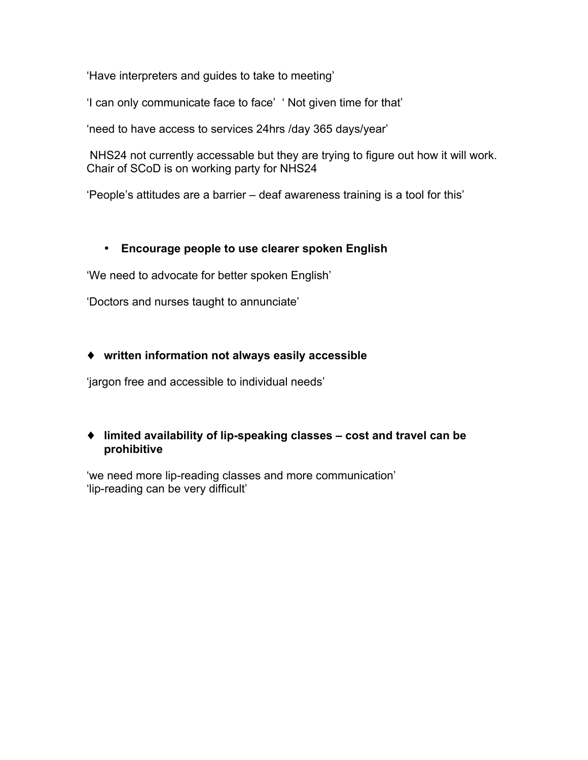'Have interpreters and guides to take to meeting'

'I can only communicate face to face'  ' Not given time for that'

'need to have access to services 24hrs /day 365 days/year'

NHS24 not currently accessable but they are trying to figure out how it will work. Chair of SCoD is on working party for NHS24

'People's attitudes are a barrier – deaf awareness training is a tool for this'

- **Encourage people to use clearer spoken English**

'We need to advocate for better spoken English'

'Doctors and nurses taught to annunciate'

- **written information not always easily accessible**

'jargon free and accessible to individual needs'

- **limited availability of lip-speaking classes – cost and travel can be prohibitive**

'we need more lip-reading classes and more communication'
'lip-reading can be very difficult'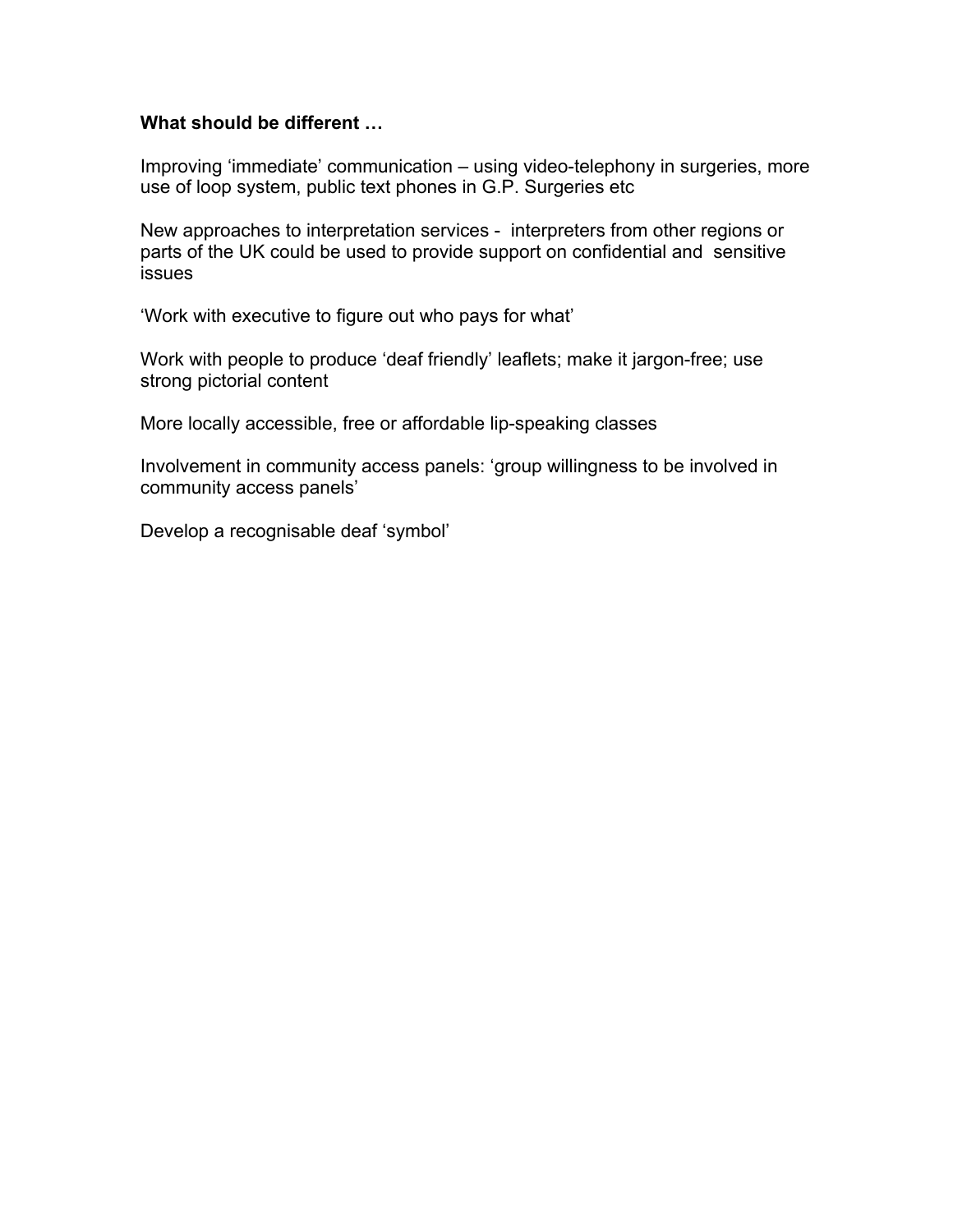**What should be different …**

Improving 'immediate' communication – using video-telephony in surgeries, more use of loop system, public text phones in G.P. Surgeries etc

New approaches to interpretation services - interpreters from other regions or parts of the UK could be used to provide support on confidential and sensitive issues

'Work with executive to figure out who pays for what'

Work with people to produce 'deaf friendly' leaflets; make it jargon-free; use strong pictorial content

More locally accessible, free or affordable lip-speaking classes

Involvement in community access panels: 'group willingness to be involved in community access panels'

Develop a recognisable deaf 'symbol'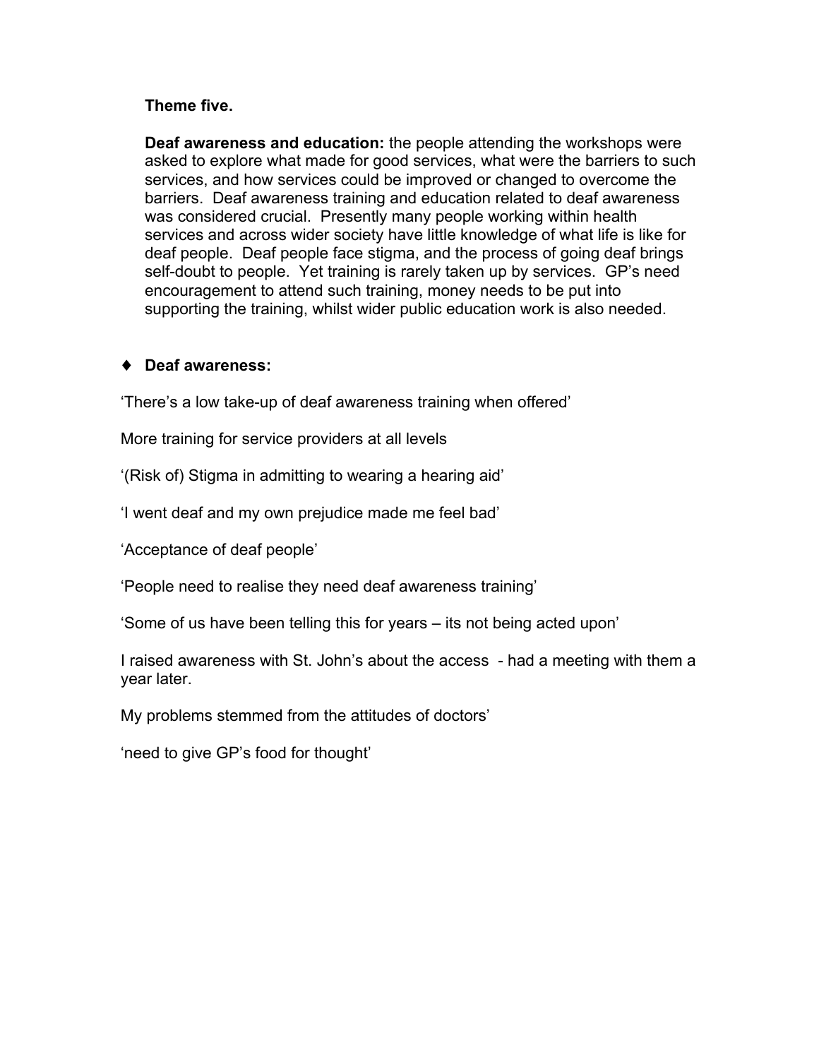**Theme five.**

**Deaf awareness and education:** the people attending the workshops were asked to explore what made for good services, what were the barriers to such services, and how services could be improved or changed to overcome the barriers. Deaf awareness training and education related to deaf awareness was considered crucial. Presently many people working within health services and across wider society have little knowledge of what life is like for deaf people. Deaf people face stigma, and the process of going deaf brings self-doubt to people. Yet training is rarely taken up by services. GP's need encouragement to attend such training, money needs to be put into supporting the training, whilst wider public education work is also needed.

- **Deaf awareness:**

'There's a low take-up of deaf awareness training when offered'

More training for service providers at all levels

'(Risk of) Stigma in admitting to wearing a hearing aid'

'I went deaf and my own prejudice made me feel bad'

'Acceptance of deaf people'

'People need to realise they need deaf awareness training'

'Some of us have been telling this for years – its not being acted upon'

I raised awareness with St. John's about the access - had a meeting with them a year later.

My problems stemmed from the attitudes of doctors'

'need to give GP's food for thought'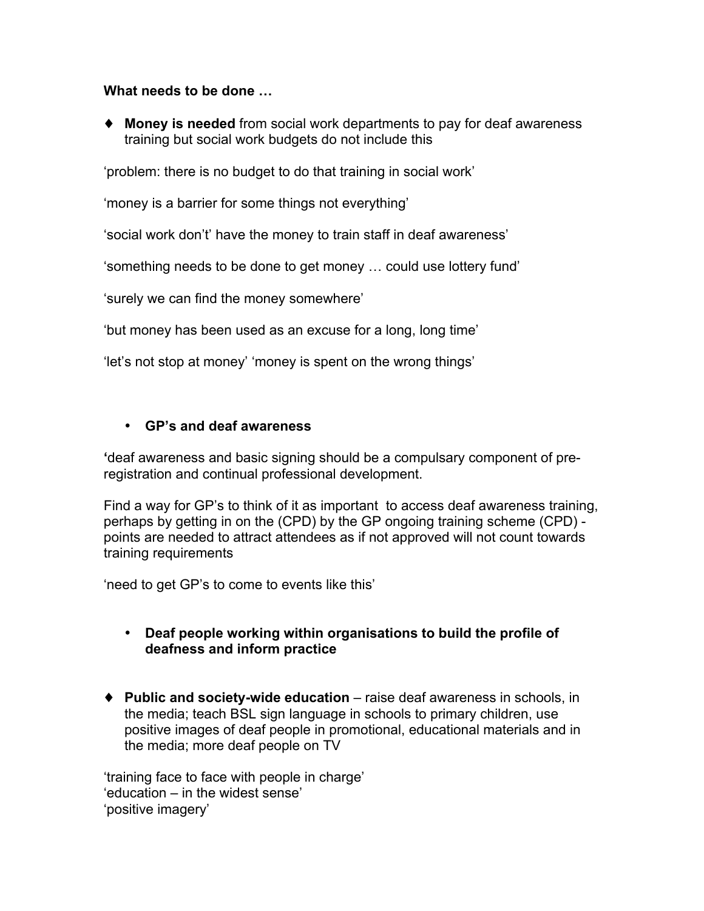**What needs to be done …**

- **Money is needed** from social work departments to pay for deaf awareness training but social work budgets do not include this

'problem: there is no budget to do that training in social work'

'money is a barrier for some things not everything'

'social work don't' have the money to train staff in deaf awareness'

'something needs to be done to get money … could use lottery fund'

'surely we can find the money somewhere'

'but money has been used as an excuse for a long, long time'

'let's not stop at money' 'money is spent on the wrong things'

- **GP's and deaf awareness**

**'**deaf awareness and basic signing should be a compulsary component of pre-registration and continual professional development.

Find a way for GP's to think of it as important to access deaf awareness training, perhaps by getting in on the (CPD) by the GP ongoing training scheme (CPD) - points are needed to attract attendees as if not approved will not count towards training requirements

'need to get GP's to come to events like this'

- **Deaf people working within organisations to build the profile of deafness and inform practice**

- **Public and society-wide education** – raise deaf awareness in schools, in the media; teach BSL sign language in schools to primary children, use positive images of deaf people in promotional, educational materials and in the media; more deaf people on TV

'training face to face with people in charge'
'education – in the widest sense'
'positive imagery'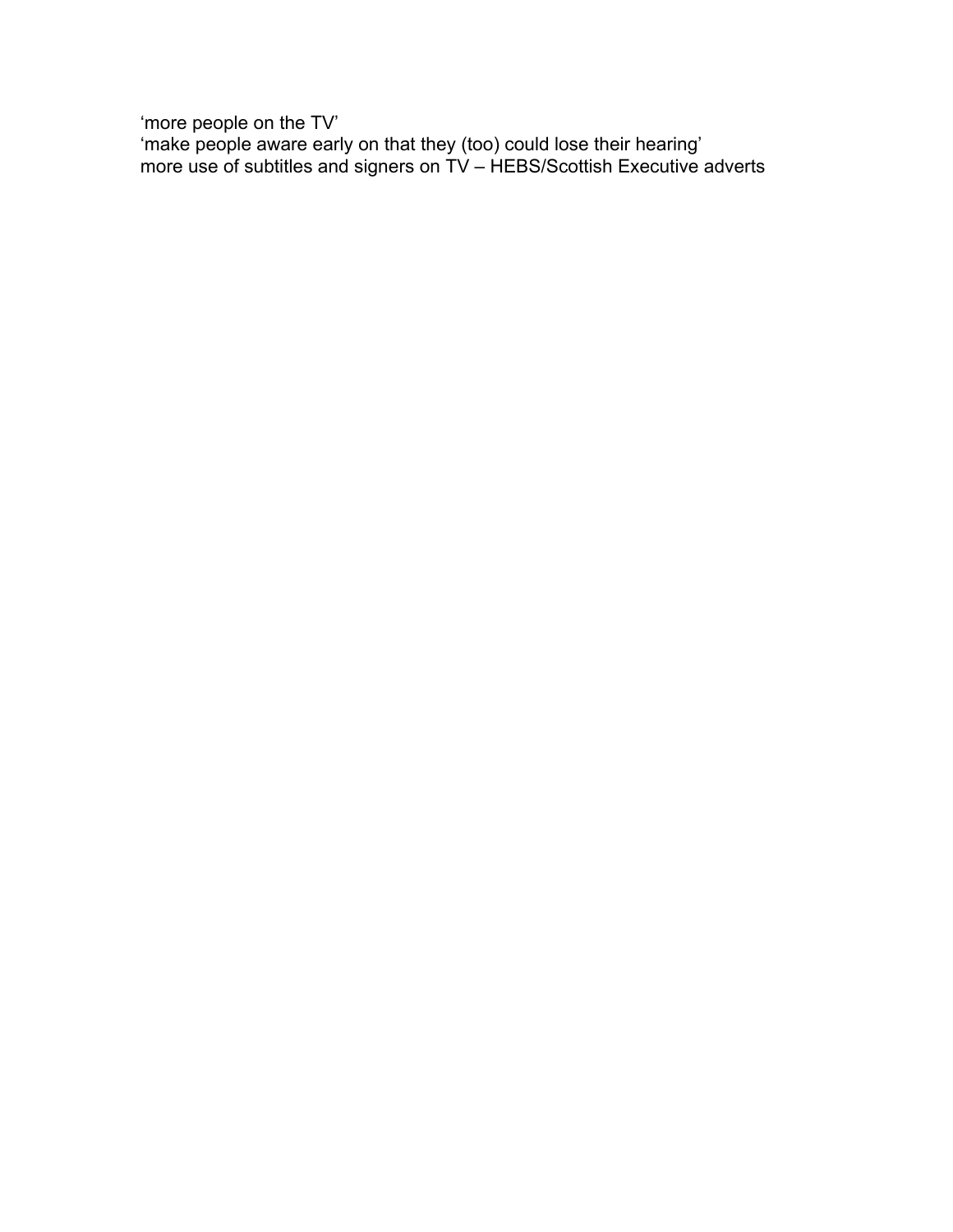'more people on the TV'
'make people aware early on that they (too) could lose their hearing'
more use of subtitles and signers on TV – HEBS/Scottish Executive adverts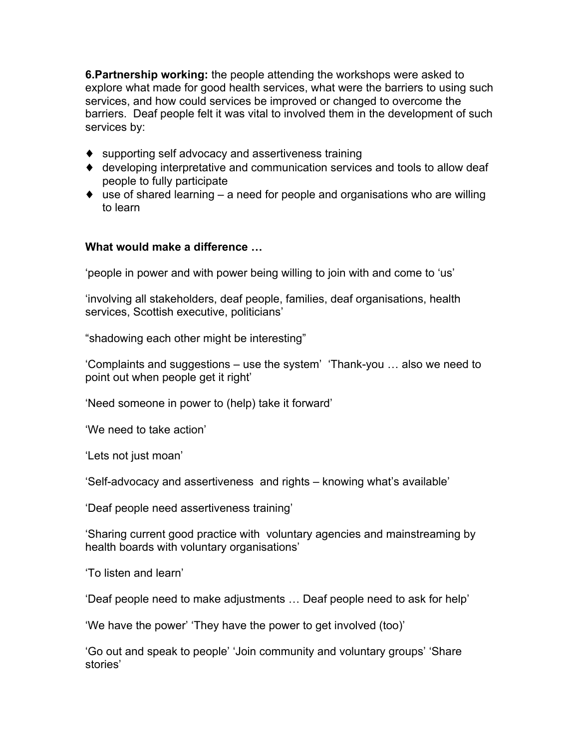**6.Partnership working:** the people attending the workshops were asked to explore what made for good health services, what were the barriers to using such services, and how could services be improved or changed to overcome the barriers. Deaf people felt it was vital to involved them in the development of such services by:

- supporting self advocacy and assertiveness training
- developing interpretative and communication services and tools to allow deaf people to fully participate
- use of shared learning – a need for people and organisations who are willing to learn

**What would make a difference …**

'people in power and with power being willing to join with and come to 'us'

'involving all stakeholders, deaf people, families, deaf organisations, health services, Scottish executive, politicians'

"shadowing each other might be interesting"

'Complaints and suggestions – use the system' 'Thank-you … also we need to point out when people get it right'

'Need someone in power to (help) take it forward'

'We need to take action'

'Lets not just moan'

'Self-advocacy and assertiveness and rights – knowing what's available'

'Deaf people need assertiveness training'

'Sharing current good practice with voluntary agencies and mainstreaming by health boards with voluntary organisations'

'To listen and learn'

'Deaf people need to make adjustments … Deaf people need to ask for help'

'We have the power' 'They have the power to get involved (too)'

'Go out and speak to people' 'Join community and voluntary groups' 'Share stories'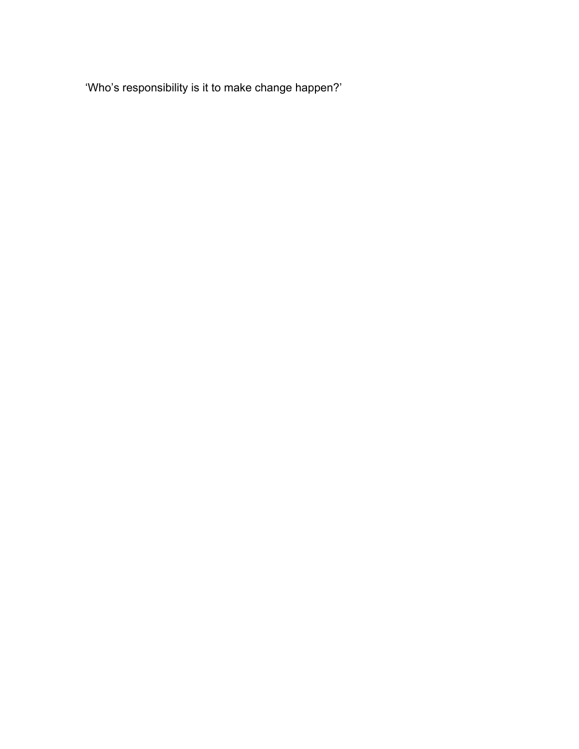‘Who’s responsibility is it to make change happen?’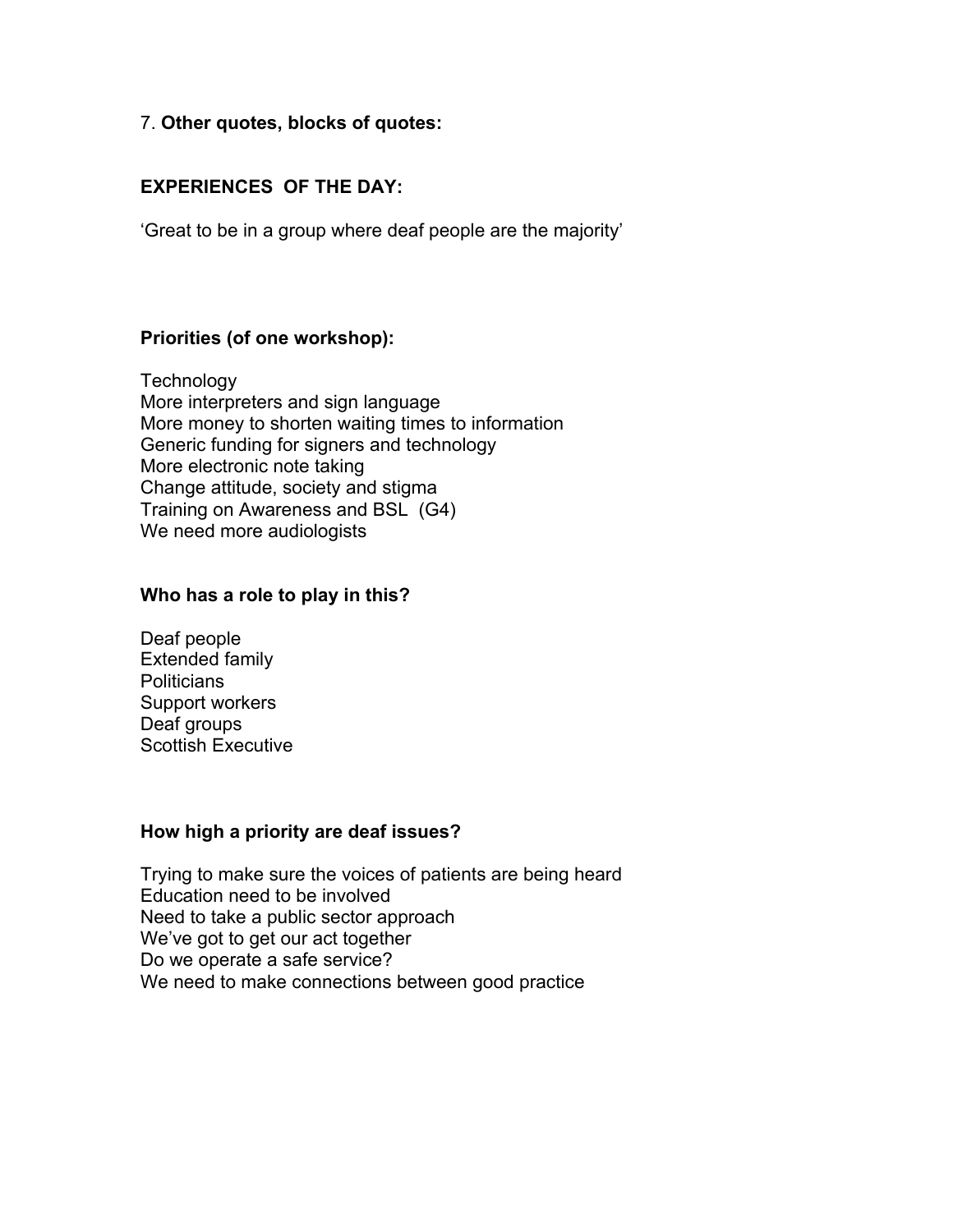7. **Other quotes, blocks of quotes:**

**EXPERIENCES OF THE DAY:**

‘Great to be in a group where deaf people are the majority’

**Priorities (of one workshop):**

Technology
More interpreters and sign language
More money to shorten waiting times to information
Generic funding for signers and technology
More electronic note taking
Change attitude, society and stigma
Training on Awareness and BSL (G4)
We need more audiologists

**Who has a role to play in this?**

Deaf people
Extended family
Politicians
Support workers
Deaf groups
Scottish Executive

**How high a priority are deaf issues?**

Trying to make sure the voices of patients are being heard
Education need to be involved
Need to take a public sector approach
We’ve got to get our act together
Do we operate a safe service?
We need to make connections between good practice